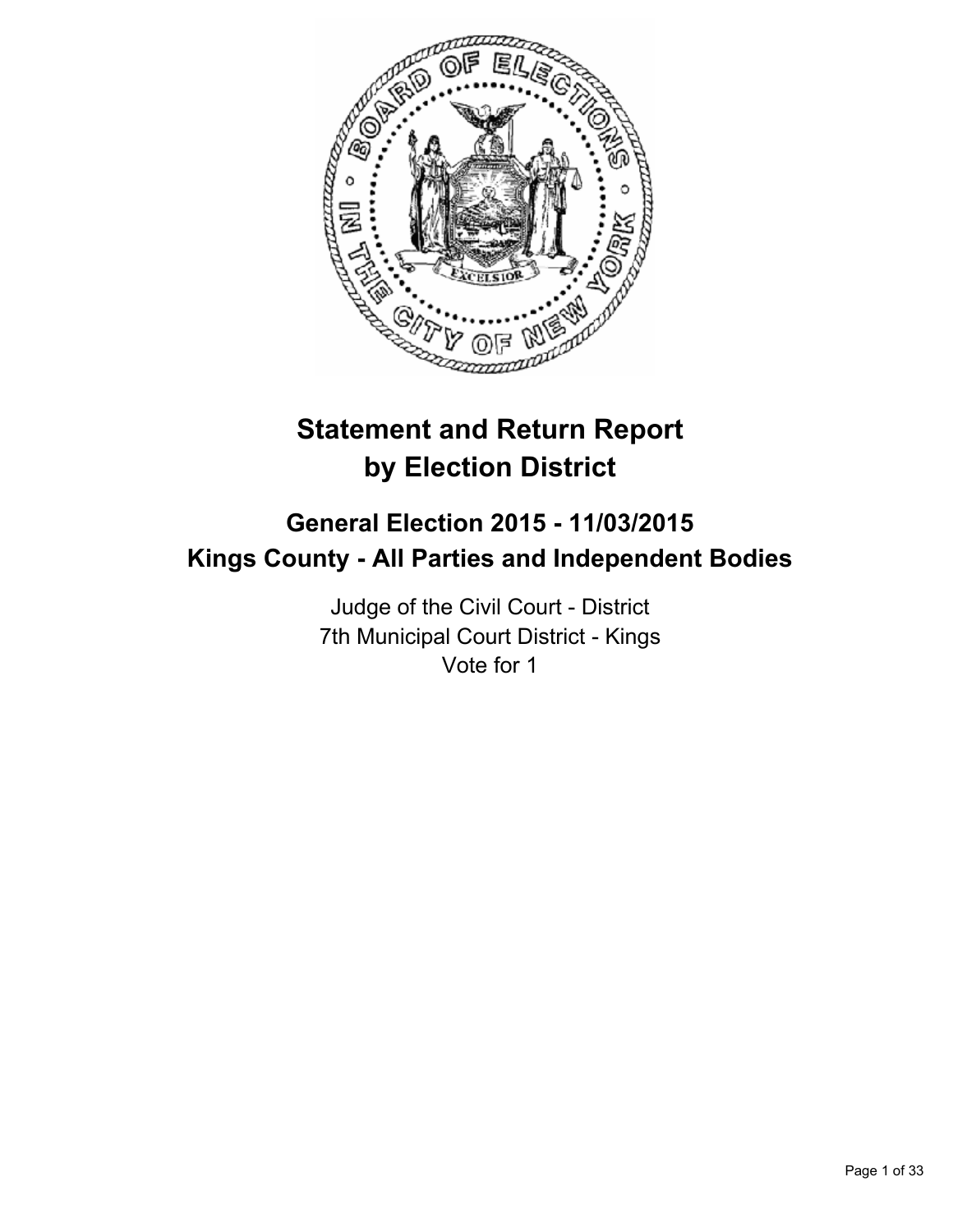# Statement and Return Report by Election District

## General Election 2015 - 11/03/2015
## Kings County - All Parties and Independent Bodies

Judge of the Civil Court - District
7th Municipal Court District - Kings
Vote for 1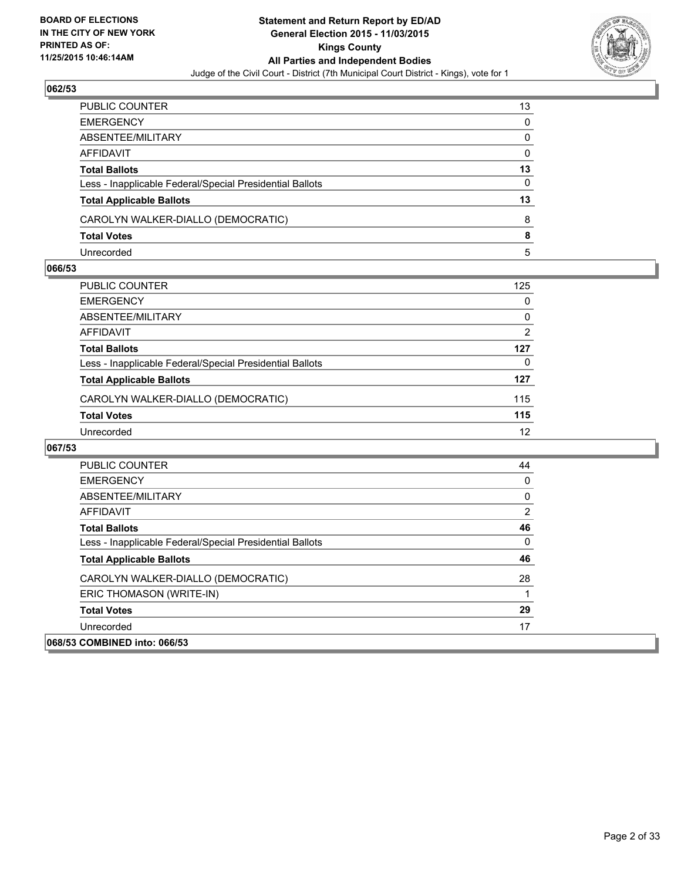### 062/53

| | |
|---|---|
| PUBLIC COUNTER | 13 |
| EMERGENCY | 0 |
| ABSENTEE/MILITARY | 0 |
| AFFIDAVIT | 0 |
| **Total Ballots** | **13** |
| Less - Inapplicable Federal/Special Presidential Ballots | 0 |
| **Total Applicable Ballots** | **13** |
| CAROLYN WALKER-DIALLO (DEMOCRATIC) | 8 |
| **Total Votes** | **8** |
| Unrecorded | 5 |

### 066/53

| | |
|---|---|
| PUBLIC COUNTER | 125 |
| EMERGENCY | 0 |
| ABSENTEE/MILITARY | 0 |
| AFFIDAVIT | 2 |
| **Total Ballots** | **127** |
| Less - Inapplicable Federal/Special Presidential Ballots | 0 |
| **Total Applicable Ballots** | **127** |
| CAROLYN WALKER-DIALLO (DEMOCRATIC) | 115 |
| **Total Votes** | **115** |
| Unrecorded | 12 |

### 067/53

| | |
|---|---|
| PUBLIC COUNTER | 44 |
| EMERGENCY | 0 |
| ABSENTEE/MILITARY | 0 |
| AFFIDAVIT | 2 |
| **Total Ballots** | **46** |
| Less - Inapplicable Federal/Special Presidential Ballots | 0 |
| **Total Applicable Ballots** | **46** |
| CAROLYN WALKER-DIALLO (DEMOCRATIC) | 28 |
| ERIC THOMASON (WRITE-IN) | 1 |
| **Total Votes** | **29** |
| Unrecorded | 17 |

### 068/53 COMBINED into: 066/53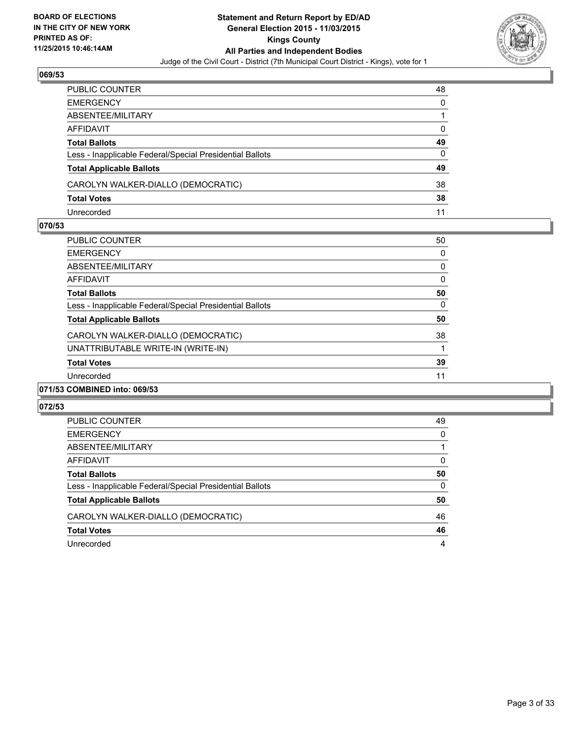# Statement and Return Report by ED/AD
## General Election 2015 - 11/03/2015
## Kings County
## All Parties and Independent Bodies
### Judge of the Civil Court - District (7th Municipal Court District - Kings), vote for 1

BOARD OF ELECTIONS IN THE CITY OF NEW YORK
PRINTED AS OF: 11/25/2015 10:46:14AM

### 069/53

| | |
|---|---|
| PUBLIC COUNTER | 48 |
| EMERGENCY | 0 |
| ABSENTEE/MILITARY | 1 |
| AFFIDAVIT | 0 |
| **Total Ballots** | **49** |
| Less - Inapplicable Federal/Special Presidential Ballots | 0 |
| **Total Applicable Ballots** | **49** |
| CAROLYN WALKER-DIALLO (DEMOCRATIC) | 38 |
| **Total Votes** | **38** |
| Unrecorded | 11 |

### 070/53

| | |
|---|---|
| PUBLIC COUNTER | 50 |
| EMERGENCY | 0 |
| ABSENTEE/MILITARY | 0 |
| AFFIDAVIT | 0 |
| **Total Ballots** | **50** |
| Less - Inapplicable Federal/Special Presidential Ballots | 0 |
| **Total Applicable Ballots** | **50** |
| CAROLYN WALKER-DIALLO (DEMOCRATIC) | 38 |
| UNATTRIBUTABLE WRITE-IN (WRITE-IN) | 1 |
| **Total Votes** | **39** |
| Unrecorded | 11 |

### 071/53 COMBINED into: 069/53

### 072/53

| | |
|---|---|
| PUBLIC COUNTER | 49 |
| EMERGENCY | 0 |
| ABSENTEE/MILITARY | 1 |
| AFFIDAVIT | 0 |
| **Total Ballots** | **50** |
| Less - Inapplicable Federal/Special Presidential Ballots | 0 |
| **Total Applicable Ballots** | **50** |
| CAROLYN WALKER-DIALLO (DEMOCRATIC) | 46 |
| **Total Votes** | **46** |
| Unrecorded | 4 |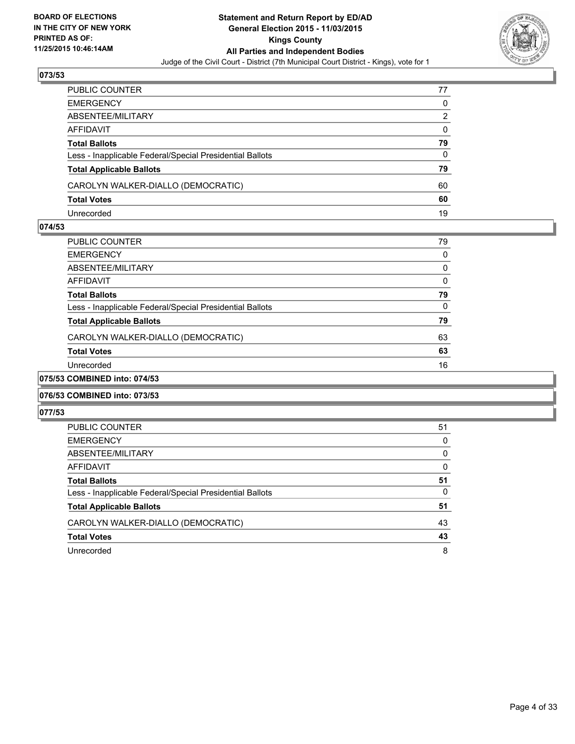## 073/53

| | |
|---|---|
| PUBLIC COUNTER | 77 |
| EMERGENCY | 0 |
| ABSENTEE/MILITARY | 2 |
| AFFIDAVIT | 0 |
| **Total Ballots** | **79** |
| Less - Inapplicable Federal/Special Presidential Ballots | 0 |
| **Total Applicable Ballots** | **79** |
| CAROLYN WALKER-DIALLO (DEMOCRATIC) | 60 |
| **Total Votes** | **60** |
| Unrecorded | 19 |

## 074/53

| | |
|---|---|
| PUBLIC COUNTER | 79 |
| EMERGENCY | 0 |
| ABSENTEE/MILITARY | 0 |
| AFFIDAVIT | 0 |
| **Total Ballots** | **79** |
| Less - Inapplicable Federal/Special Presidential Ballots | 0 |
| **Total Applicable Ballots** | **79** |
| CAROLYN WALKER-DIALLO (DEMOCRATIC) | 63 |
| **Total Votes** | **63** |
| Unrecorded | 16 |

## 075/53 COMBINED into: 074/53

## 076/53 COMBINED into: 073/53

## 077/53

| | |
|---|---|
| PUBLIC COUNTER | 51 |
| EMERGENCY | 0 |
| ABSENTEE/MILITARY | 0 |
| AFFIDAVIT | 0 |
| **Total Ballots** | **51** |
| Less - Inapplicable Federal/Special Presidential Ballots | 0 |
| **Total Applicable Ballots** | **51** |
| CAROLYN WALKER-DIALLO (DEMOCRATIC) | 43 |
| **Total Votes** | **43** |
| Unrecorded | 8 |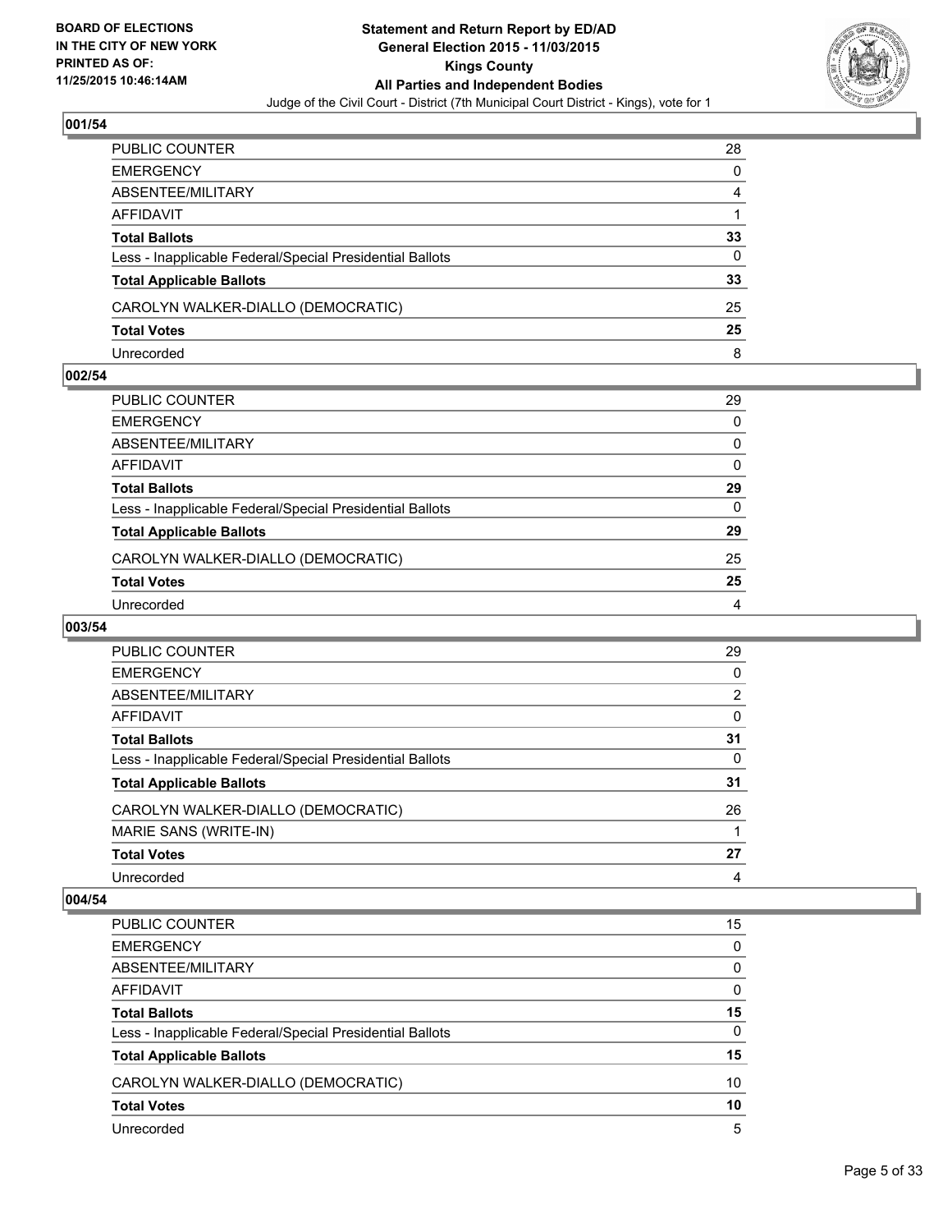**BOARD OF ELECTIONS IN THE CITY OF NEW YORK PRINTED AS OF: 11/25/2015 10:46:14AM**

**Statement and Return Report by ED/AD**
**General Election 2015 - 11/03/2015**
**Kings County**
**All Parties and Independent Bodies**
Judge of the Civil Court - District (7th Municipal Court District - Kings), vote for 1

## 001/54

| | |
|---|---|
| PUBLIC COUNTER | 28 |
| EMERGENCY | 0 |
| ABSENTEE/MILITARY | 4 |
| AFFIDAVIT | 1 |
| **Total Ballots** | **33** |
| Less - Inapplicable Federal/Special Presidential Ballots | 0 |
| **Total Applicable Ballots** | **33** |
| CAROLYN WALKER-DIALLO (DEMOCRATIC) | 25 |
| **Total Votes** | **25** |
| Unrecorded | 8 |

## 002/54

| | |
|---|---|
| PUBLIC COUNTER | 29 |
| EMERGENCY | 0 |
| ABSENTEE/MILITARY | 0 |
| AFFIDAVIT | 0 |
| **Total Ballots** | **29** |
| Less - Inapplicable Federal/Special Presidential Ballots | 0 |
| **Total Applicable Ballots** | **29** |
| CAROLYN WALKER-DIALLO (DEMOCRATIC) | 25 |
| **Total Votes** | **25** |
| Unrecorded | 4 |

## 003/54

| | |
|---|---|
| PUBLIC COUNTER | 29 |
| EMERGENCY | 0 |
| ABSENTEE/MILITARY | 2 |
| AFFIDAVIT | 0 |
| **Total Ballots** | **31** |
| Less - Inapplicable Federal/Special Presidential Ballots | 0 |
| **Total Applicable Ballots** | **31** |
| CAROLYN WALKER-DIALLO (DEMOCRATIC) | 26 |
| MARIE SANS (WRITE-IN) | 1 |
| **Total Votes** | **27** |
| Unrecorded | 4 |

## 004/54

| | |
|---|---|
| PUBLIC COUNTER | 15 |
| EMERGENCY | 0 |
| ABSENTEE/MILITARY | 0 |
| AFFIDAVIT | 0 |
| **Total Ballots** | **15** |
| Less - Inapplicable Federal/Special Presidential Ballots | 0 |
| **Total Applicable Ballots** | **15** |
| CAROLYN WALKER-DIALLO (DEMOCRATIC) | 10 |
| **Total Votes** | **10** |
| Unrecorded | 5 |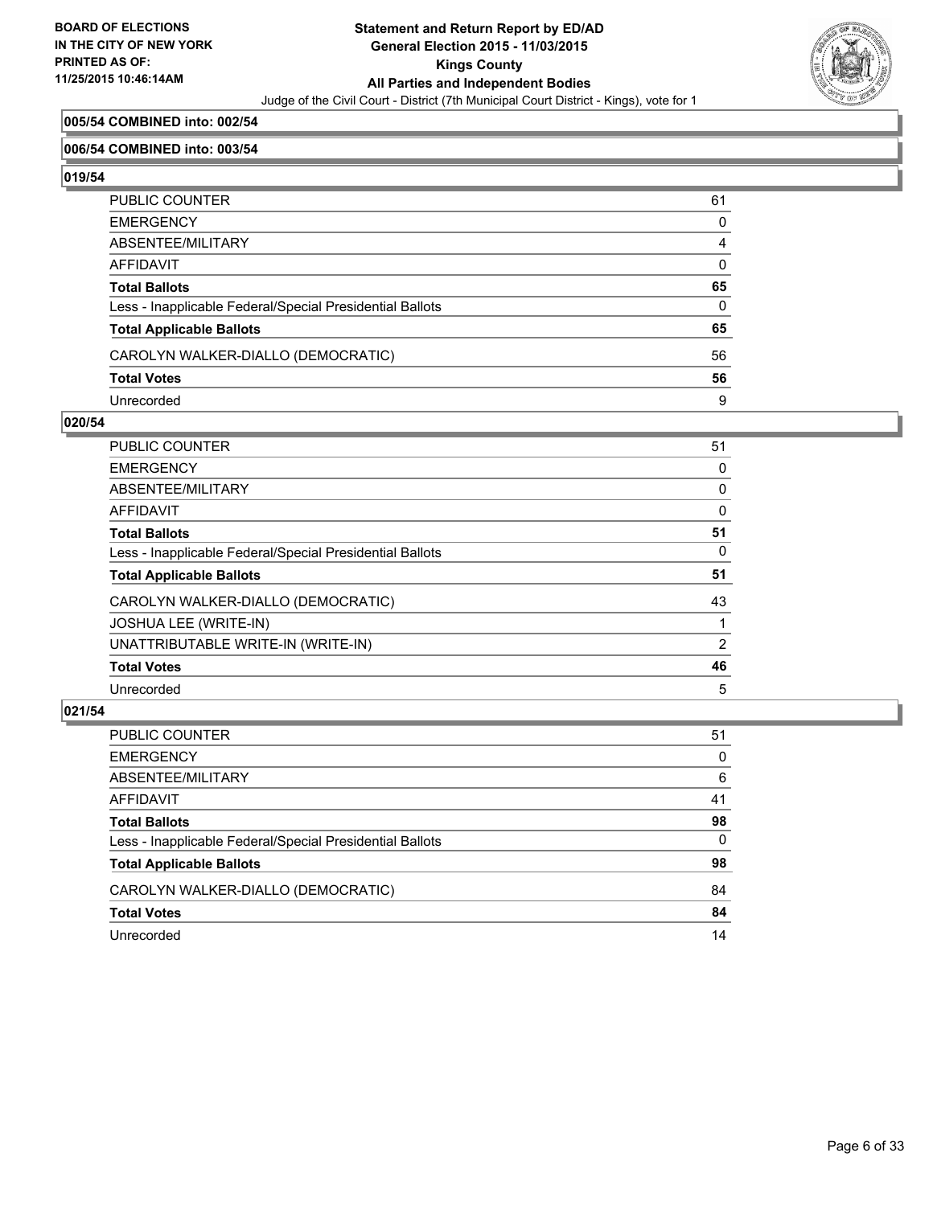**005/54 COMBINED into: 002/54**

**006/54 COMBINED into: 003/54**

**019/54**

| | |
|---|---|
| PUBLIC COUNTER | 61 |
| EMERGENCY | 0 |
| ABSENTEE/MILITARY | 4 |
| AFFIDAVIT | 0 |
| **Total Ballots** | **65** |
| Less - Inapplicable Federal/Special Presidential Ballots | 0 |
| **Total Applicable Ballots** | **65** |
| CAROLYN WALKER-DIALLO (DEMOCRATIC) | 56 |
| **Total Votes** | **56** |
| Unrecorded | 9 |

**020/54**

| | |
|---|---|
| PUBLIC COUNTER | 51 |
| EMERGENCY | 0 |
| ABSENTEE/MILITARY | 0 |
| AFFIDAVIT | 0 |
| **Total Ballots** | **51** |
| Less - Inapplicable Federal/Special Presidential Ballots | 0 |
| **Total Applicable Ballots** | **51** |
| CAROLYN WALKER-DIALLO (DEMOCRATIC) | 43 |
| JOSHUA LEE (WRITE-IN) | 1 |
| UNATTRIBUTABLE WRITE-IN (WRITE-IN) | 2 |
| **Total Votes** | **46** |
| Unrecorded | 5 |

**021/54**

| | |
|---|---|
| PUBLIC COUNTER | 51 |
| EMERGENCY | 0 |
| ABSENTEE/MILITARY | 6 |
| AFFIDAVIT | 41 |
| **Total Ballots** | **98** |
| Less - Inapplicable Federal/Special Presidential Ballots | 0 |
| **Total Applicable Ballots** | **98** |
| CAROLYN WALKER-DIALLO (DEMOCRATIC) | 84 |
| **Total Votes** | **84** |
| Unrecorded | 14 |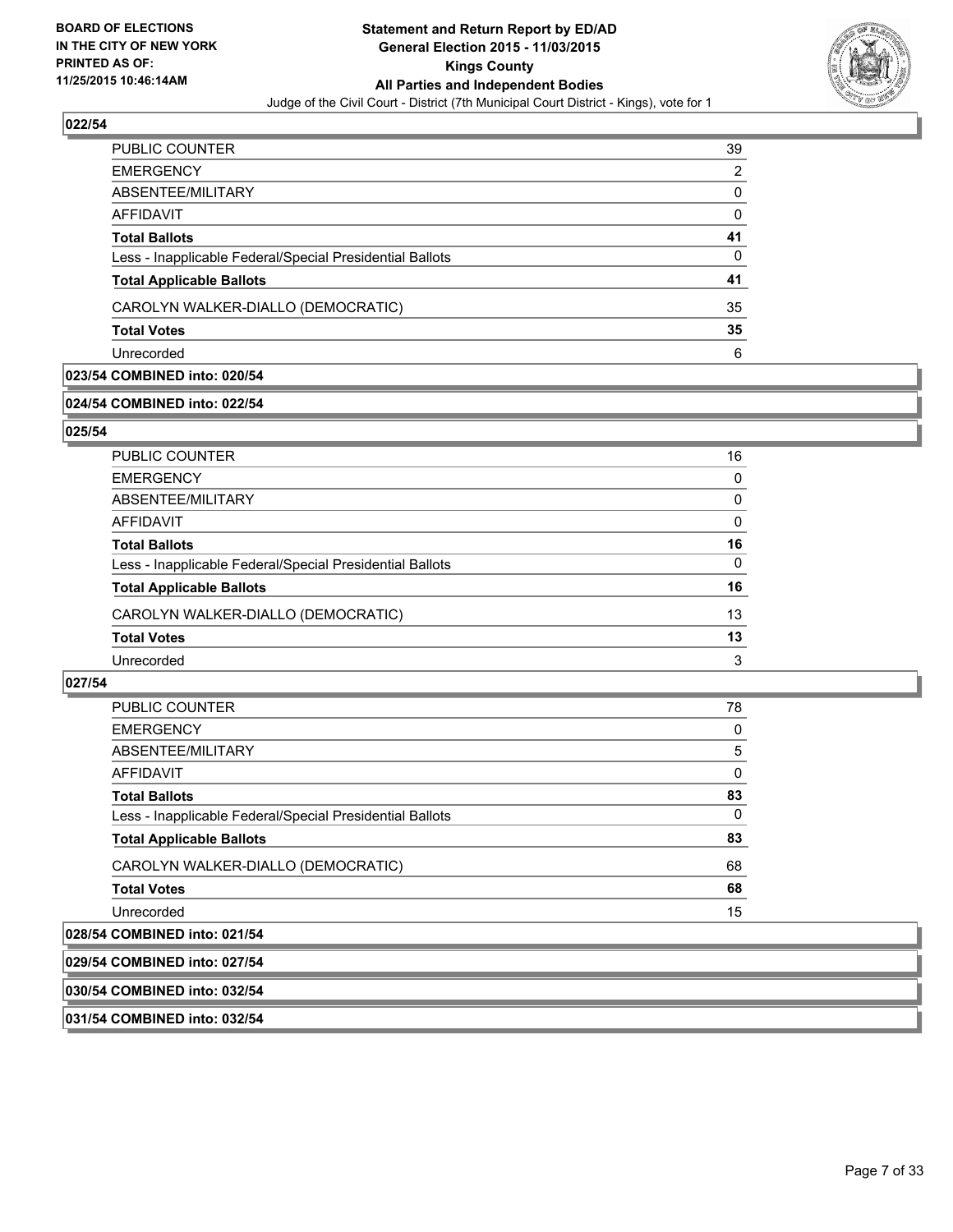**Statement and Return Report by ED/AD**
**General Election 2015 - 11/03/2015**
**Kings County**
**All Parties and Independent Bodies**
Judge of the Civil Court - District (7th Municipal Court District - Kings), vote for 1

BOARD OF ELECTIONS IN THE CITY OF NEW YORK PRINTED AS OF: 11/25/2015 10:46:14AM

### 022/54

| | |
|---|---|
| PUBLIC COUNTER | 39 |
| EMERGENCY | 2 |
| ABSENTEE/MILITARY | 0 |
| AFFIDAVIT | 0 |
| **Total Ballots** | **41** |
| Less - Inapplicable Federal/Special Presidential Ballots | 0 |
| **Total Applicable Ballots** | **41** |
| CAROLYN WALKER-DIALLO (DEMOCRATIC) | 35 |
| **Total Votes** | **35** |
| Unrecorded | 6 |

### 023/54 COMBINED into: 020/54

### 024/54 COMBINED into: 022/54

### 025/54

| | |
|---|---|
| PUBLIC COUNTER | 16 |
| EMERGENCY | 0 |
| ABSENTEE/MILITARY | 0 |
| AFFIDAVIT | 0 |
| **Total Ballots** | **16** |
| Less - Inapplicable Federal/Special Presidential Ballots | 0 |
| **Total Applicable Ballots** | **16** |
| CAROLYN WALKER-DIALLO (DEMOCRATIC) | 13 |
| **Total Votes** | **13** |
| Unrecorded | 3 |

### 027/54

| | |
|---|---|
| PUBLIC COUNTER | 78 |
| EMERGENCY | 0 |
| ABSENTEE/MILITARY | 5 |
| AFFIDAVIT | 0 |
| **Total Ballots** | **83** |
| Less - Inapplicable Federal/Special Presidential Ballots | 0 |
| **Total Applicable Ballots** | **83** |
| CAROLYN WALKER-DIALLO (DEMOCRATIC) | 68 |
| **Total Votes** | **68** |
| Unrecorded | 15 |

### 028/54 COMBINED into: 021/54

### 029/54 COMBINED into: 027/54

### 030/54 COMBINED into: 032/54

### 031/54 COMBINED into: 032/54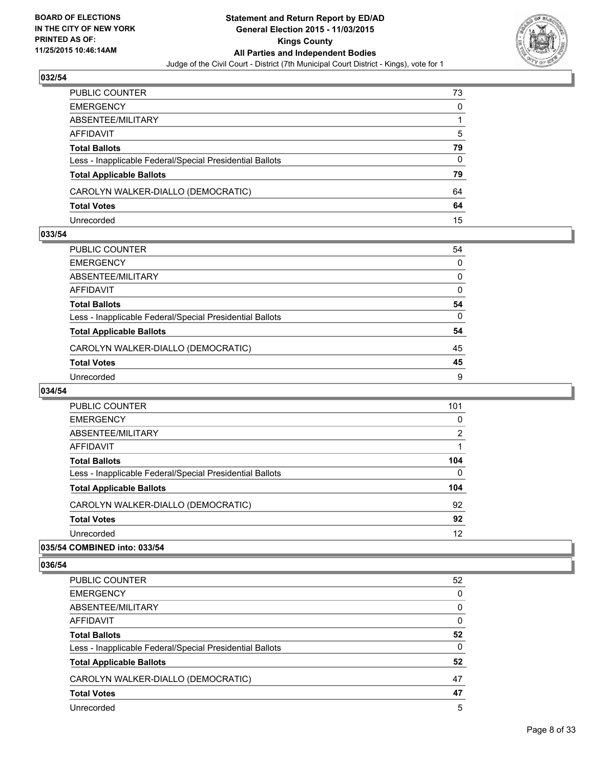### 032/54

| | |
|---|---|
| PUBLIC COUNTER | 73 |
| EMERGENCY | 0 |
| ABSENTEE/MILITARY | 1 |
| AFFIDAVIT | 5 |
| **Total Ballots** | **79** |
| Less - Inapplicable Federal/Special Presidential Ballots | 0 |
| **Total Applicable Ballots** | **79** |
| CAROLYN WALKER-DIALLO (DEMOCRATIC) | 64 |
| **Total Votes** | **64** |
| Unrecorded | 15 |

### 033/54

| | |
|---|---|
| PUBLIC COUNTER | 54 |
| EMERGENCY | 0 |
| ABSENTEE/MILITARY | 0 |
| AFFIDAVIT | 0 |
| **Total Ballots** | **54** |
| Less - Inapplicable Federal/Special Presidential Ballots | 0 |
| **Total Applicable Ballots** | **54** |
| CAROLYN WALKER-DIALLO (DEMOCRATIC) | 45 |
| **Total Votes** | **45** |
| Unrecorded | 9 |

### 034/54

| | |
|---|---|
| PUBLIC COUNTER | 101 |
| EMERGENCY | 0 |
| ABSENTEE/MILITARY | 2 |
| AFFIDAVIT | 1 |
| **Total Ballots** | **104** |
| Less - Inapplicable Federal/Special Presidential Ballots | 0 |
| **Total Applicable Ballots** | **104** |
| CAROLYN WALKER-DIALLO (DEMOCRATIC) | 92 |
| **Total Votes** | **92** |
| Unrecorded | 12 |

### 035/54 COMBINED into: 033/54

### 036/54

| | |
|---|---|
| PUBLIC COUNTER | 52 |
| EMERGENCY | 0 |
| ABSENTEE/MILITARY | 0 |
| AFFIDAVIT | 0 |
| **Total Ballots** | **52** |
| Less - Inapplicable Federal/Special Presidential Ballots | 0 |
| **Total Applicable Ballots** | **52** |
| CAROLYN WALKER-DIALLO (DEMOCRATIC) | 47 |
| **Total Votes** | **47** |
| Unrecorded | 5 |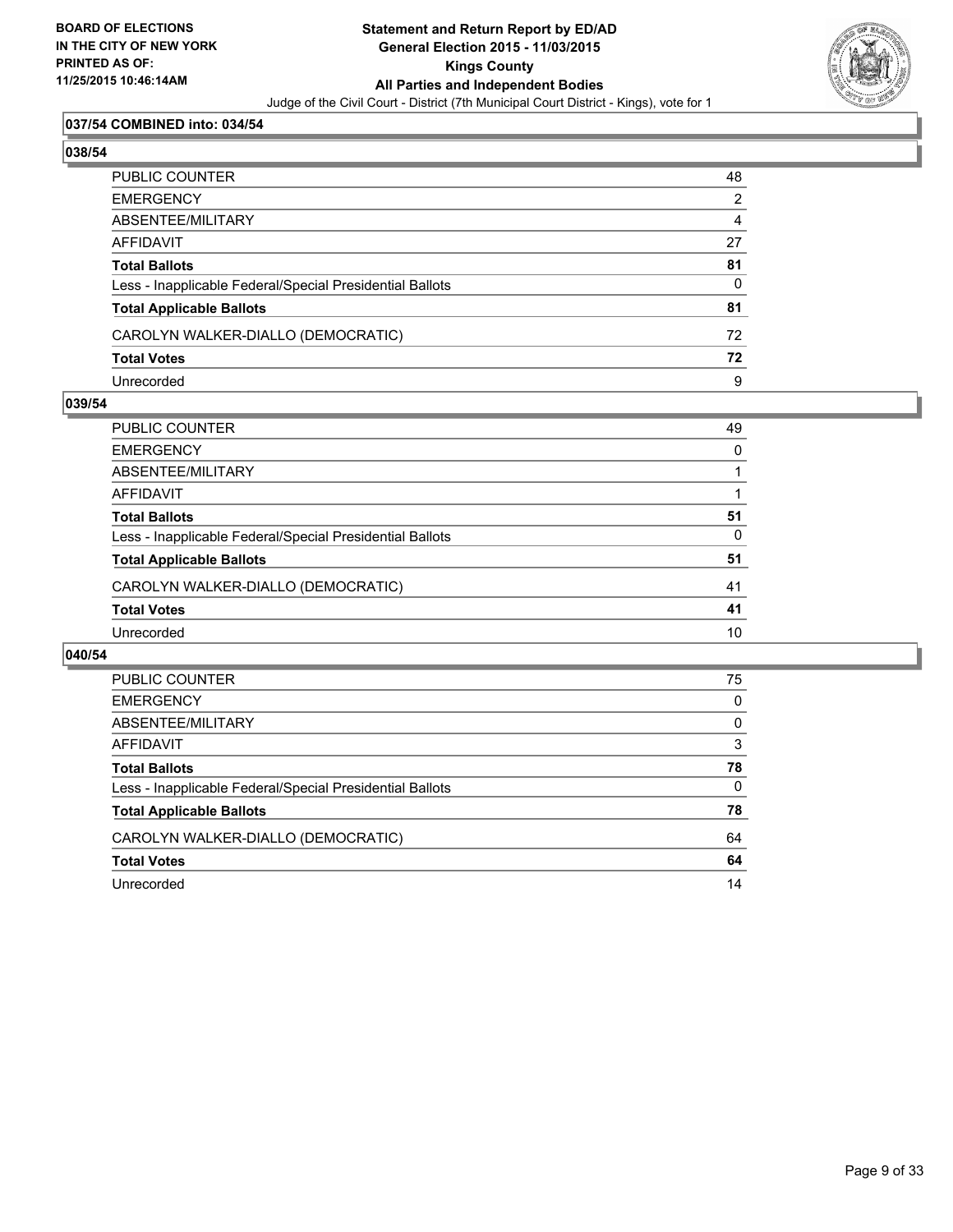BOARD OF ELECTIONS
IN THE CITY OF NEW YORK
PRINTED AS OF:
11/25/2015 10:46:14AM

**Statement and Return Report by ED/AD**
**General Election 2015 - 11/03/2015**
**Kings County**
**All Parties and Independent Bodies**
Judge of the Civil Court - District (7th Municipal Court District - Kings), vote for 1

### 037/54 COMBINED into: 034/54

### 038/54

| | |
|---|---|
| PUBLIC COUNTER | 48 |
| EMERGENCY | 2 |
| ABSENTEE/MILITARY | 4 |
| AFFIDAVIT | 27 |
| **Total Ballots** | **81** |
| Less - Inapplicable Federal/Special Presidential Ballots | 0 |
| **Total Applicable Ballots** | **81** |
| CAROLYN WALKER-DIALLO (DEMOCRATIC) | 72 |
| **Total Votes** | **72** |
| Unrecorded | 9 |

### 039/54

| | |
|---|---|
| PUBLIC COUNTER | 49 |
| EMERGENCY | 0 |
| ABSENTEE/MILITARY | 1 |
| AFFIDAVIT | 1 |
| **Total Ballots** | **51** |
| Less - Inapplicable Federal/Special Presidential Ballots | 0 |
| **Total Applicable Ballots** | **51** |
| CAROLYN WALKER-DIALLO (DEMOCRATIC) | 41 |
| **Total Votes** | **41** |
| Unrecorded | 10 |

### 040/54

| | |
|---|---|
| PUBLIC COUNTER | 75 |
| EMERGENCY | 0 |
| ABSENTEE/MILITARY | 0 |
| AFFIDAVIT | 3 |
| **Total Ballots** | **78** |
| Less - Inapplicable Federal/Special Presidential Ballots | 0 |
| **Total Applicable Ballots** | **78** |
| CAROLYN WALKER-DIALLO (DEMOCRATIC) | 64 |
| **Total Votes** | **64** |
| Unrecorded | 14 |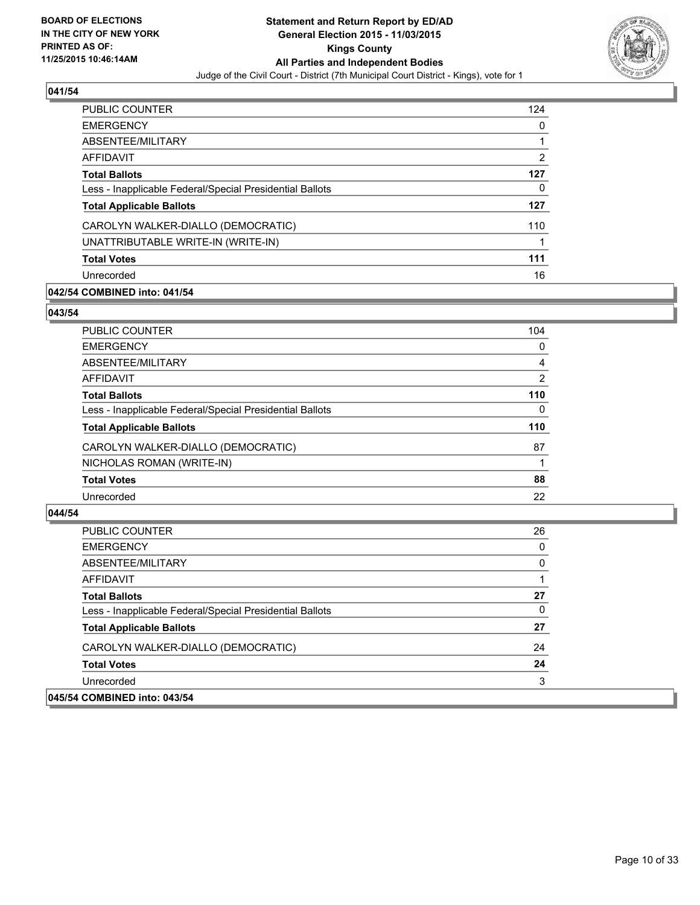**BOARD OF ELECTIONS IN THE CITY OF NEW YORK PRINTED AS OF: 11/25/2015 10:46:14AM**

**Statement and Return Report by ED/AD General Election 2015 - 11/03/2015 Kings County All Parties and Independent Bodies**

Judge of the Civil Court - District (7th Municipal Court District - Kings), vote for 1

### 041/54

| | |
|---|---|
| PUBLIC COUNTER | 124 |
| EMERGENCY | 0 |
| ABSENTEE/MILITARY | 1 |
| AFFIDAVIT | 2 |
| **Total Ballots** | **127** |
| Less - Inapplicable Federal/Special Presidential Ballots | 0 |
| **Total Applicable Ballots** | **127** |
| CAROLYN WALKER-DIALLO (DEMOCRATIC) | 110 |
| UNATTRIBUTABLE WRITE-IN (WRITE-IN) | 1 |
| **Total Votes** | **111** |
| Unrecorded | 16 |

### 042/54 COMBINED into: 041/54

### 043/54

| | |
|---|---|
| PUBLIC COUNTER | 104 |
| EMERGENCY | 0 |
| ABSENTEE/MILITARY | 4 |
| AFFIDAVIT | 2 |
| **Total Ballots** | **110** |
| Less - Inapplicable Federal/Special Presidential Ballots | 0 |
| **Total Applicable Ballots** | **110** |
| CAROLYN WALKER-DIALLO (DEMOCRATIC) | 87 |
| NICHOLAS ROMAN (WRITE-IN) | 1 |
| **Total Votes** | **88** |
| Unrecorded | 22 |

### 044/54

| | |
|---|---|
| PUBLIC COUNTER | 26 |
| EMERGENCY | 0 |
| ABSENTEE/MILITARY | 0 |
| AFFIDAVIT | 1 |
| **Total Ballots** | **27** |
| Less - Inapplicable Federal/Special Presidential Ballots | 0 |
| **Total Applicable Ballots** | **27** |
| CAROLYN WALKER-DIALLO (DEMOCRATIC) | 24 |
| **Total Votes** | **24** |
| Unrecorded | 3 |

### 045/54 COMBINED into: 043/54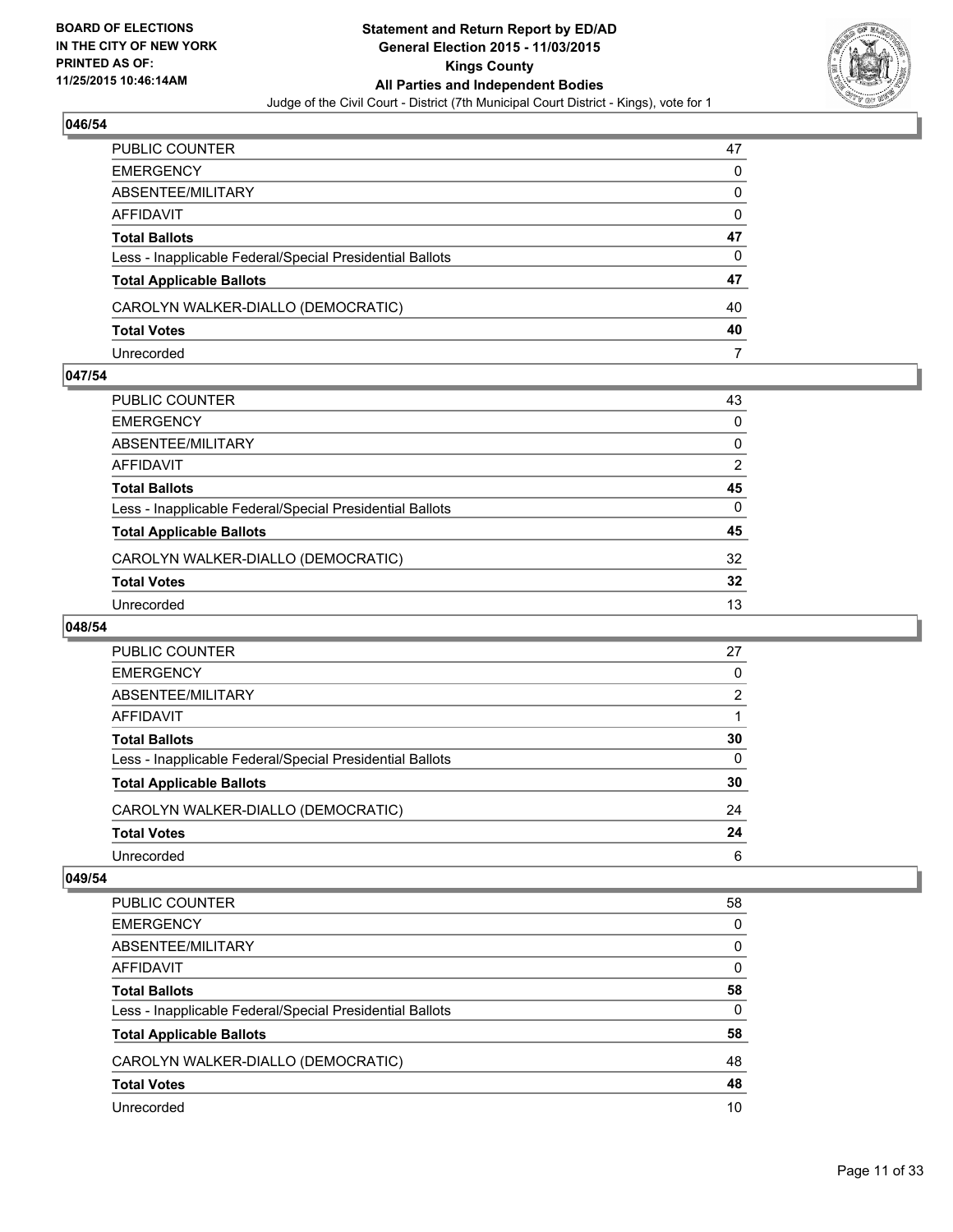**046/54**

| | |
|---|---|
| PUBLIC COUNTER | 47 |
| EMERGENCY | 0 |
| ABSENTEE/MILITARY | 0 |
| AFFIDAVIT | 0 |
| **Total Ballots** | **47** |
| Less - Inapplicable Federal/Special Presidential Ballots | 0 |
| **Total Applicable Ballots** | **47** |
| CAROLYN WALKER-DIALLO (DEMOCRATIC) | 40 |
| **Total Votes** | **40** |
| Unrecorded | 7 |

**047/54**

| | |
|---|---|
| PUBLIC COUNTER | 43 |
| EMERGENCY | 0 |
| ABSENTEE/MILITARY | 0 |
| AFFIDAVIT | 2 |
| **Total Ballots** | **45** |
| Less - Inapplicable Federal/Special Presidential Ballots | 0 |
| **Total Applicable Ballots** | **45** |
| CAROLYN WALKER-DIALLO (DEMOCRATIC) | 32 |
| **Total Votes** | **32** |
| Unrecorded | 13 |

**048/54**

| | |
|---|---|
| PUBLIC COUNTER | 27 |
| EMERGENCY | 0 |
| ABSENTEE/MILITARY | 2 |
| AFFIDAVIT | 1 |
| **Total Ballots** | **30** |
| Less - Inapplicable Federal/Special Presidential Ballots | 0 |
| **Total Applicable Ballots** | **30** |
| CAROLYN WALKER-DIALLO (DEMOCRATIC) | 24 |
| **Total Votes** | **24** |
| Unrecorded | 6 |

**049/54**

| | |
|---|---|
| PUBLIC COUNTER | 58 |
| EMERGENCY | 0 |
| ABSENTEE/MILITARY | 0 |
| AFFIDAVIT | 0 |
| **Total Ballots** | **58** |
| Less - Inapplicable Federal/Special Presidential Ballots | 0 |
| **Total Applicable Ballots** | **58** |
| CAROLYN WALKER-DIALLO (DEMOCRATIC) | 48 |
| **Total Votes** | **48** |
| Unrecorded | 10 |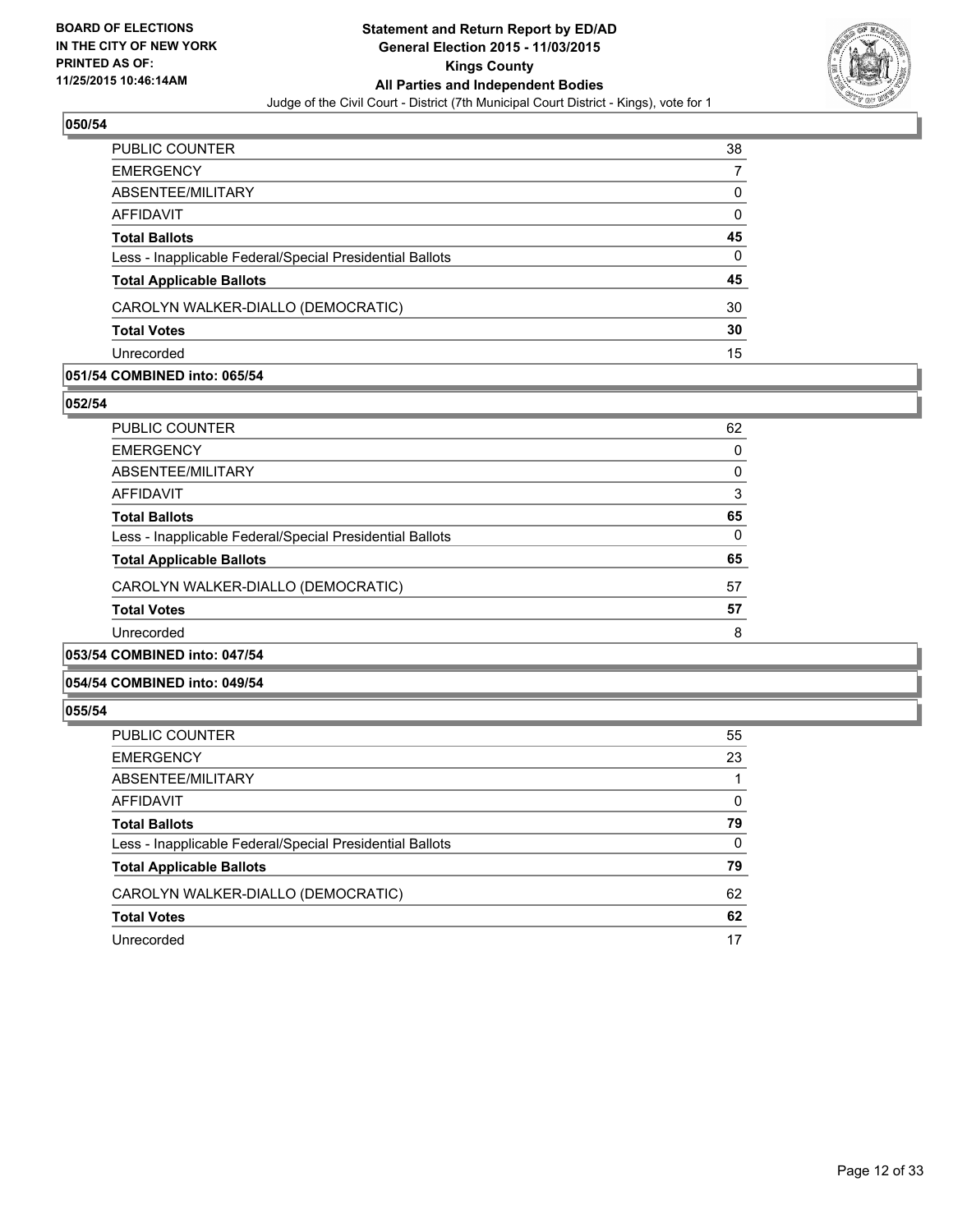**BOARD OF ELECTIONS IN THE CITY OF NEW YORK PRINTED AS OF: 11/25/2015 10:46:14AM**

**Statement and Return Report by ED/AD General Election 2015 - 11/03/2015 Kings County All Parties and Independent Bodies**

Judge of the Civil Court - District (7th Municipal Court District - Kings), vote for 1

### 050/54

| | |
|---|---|
| PUBLIC COUNTER | 38 |
| EMERGENCY | 7 |
| ABSENTEE/MILITARY | 0 |
| AFFIDAVIT | 0 |
| **Total Ballots** | **45** |
| Less - Inapplicable Federal/Special Presidential Ballots | 0 |
| **Total Applicable Ballots** | **45** |
| CAROLYN WALKER-DIALLO (DEMOCRATIC) | 30 |
| **Total Votes** | **30** |
| Unrecorded | 15 |

### 051/54 COMBINED into: 065/54

### 052/54

| | |
|---|---|
| PUBLIC COUNTER | 62 |
| EMERGENCY | 0 |
| ABSENTEE/MILITARY | 0 |
| AFFIDAVIT | 3 |
| **Total Ballots** | **65** |
| Less - Inapplicable Federal/Special Presidential Ballots | 0 |
| **Total Applicable Ballots** | **65** |
| CAROLYN WALKER-DIALLO (DEMOCRATIC) | 57 |
| **Total Votes** | **57** |
| Unrecorded | 8 |

### 053/54 COMBINED into: 047/54

### 054/54 COMBINED into: 049/54

### 055/54

| | |
|---|---|
| PUBLIC COUNTER | 55 |
| EMERGENCY | 23 |
| ABSENTEE/MILITARY | 1 |
| AFFIDAVIT | 0 |
| **Total Ballots** | **79** |
| Less - Inapplicable Federal/Special Presidential Ballots | 0 |
| **Total Applicable Ballots** | **79** |
| CAROLYN WALKER-DIALLO (DEMOCRATIC) | 62 |
| **Total Votes** | **62** |
| Unrecorded | 17 |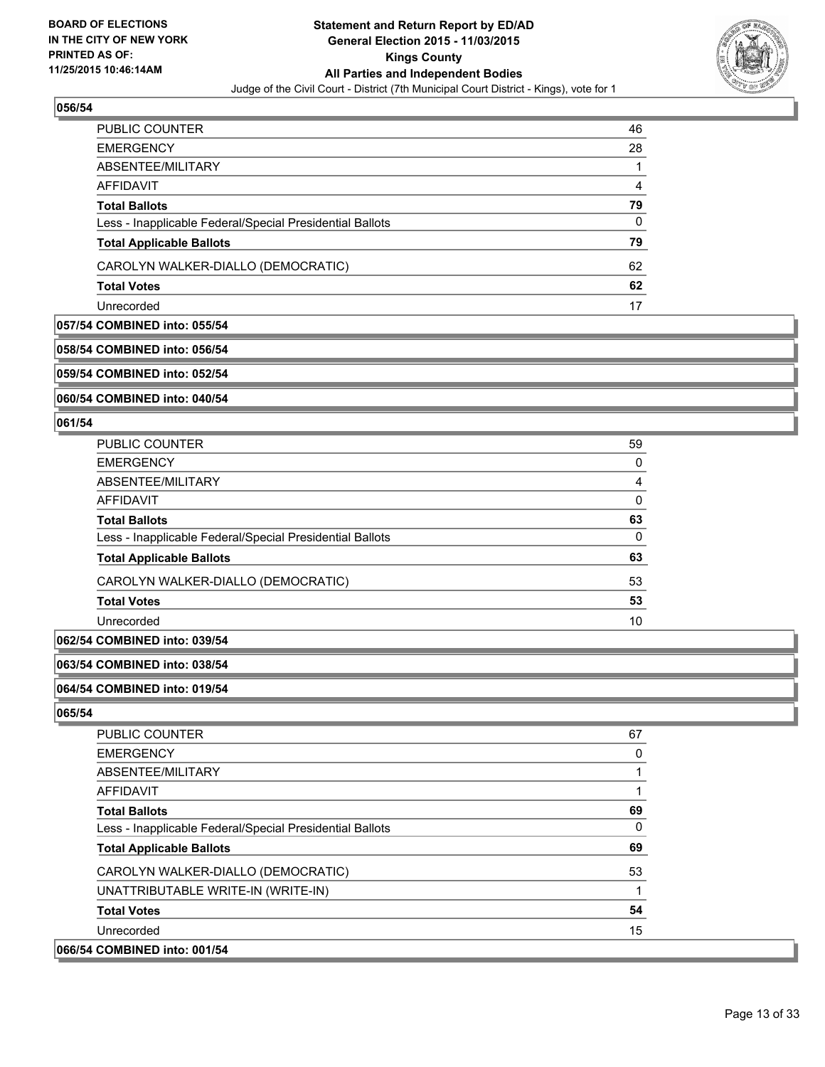### 056/54

| | |
|---|---|
| PUBLIC COUNTER | 46 |
| EMERGENCY | 28 |
| ABSENTEE/MILITARY | 1 |
| AFFIDAVIT | 4 |
| **Total Ballots** | **79** |
| Less - Inapplicable Federal/Special Presidential Ballots | 0 |
| **Total Applicable Ballots** | **79** |
| CAROLYN WALKER-DIALLO (DEMOCRATIC) | 62 |
| **Total Votes** | **62** |
| Unrecorded | 17 |

**057/54 COMBINED into: 055/54**

**058/54 COMBINED into: 056/54**

**059/54 COMBINED into: 052/54**

**060/54 COMBINED into: 040/54**

### 061/54

| | |
|---|---|
| PUBLIC COUNTER | 59 |
| EMERGENCY | 0 |
| ABSENTEE/MILITARY | 4 |
| AFFIDAVIT | 0 |
| **Total Ballots** | **63** |
| Less - Inapplicable Federal/Special Presidential Ballots | 0 |
| **Total Applicable Ballots** | **63** |
| CAROLYN WALKER-DIALLO (DEMOCRATIC) | 53 |
| **Total Votes** | **53** |
| Unrecorded | 10 |

**062/54 COMBINED into: 039/54**

**063/54 COMBINED into: 038/54**

**064/54 COMBINED into: 019/54**

### 065/54

| | |
|---|---|
| PUBLIC COUNTER | 67 |
| EMERGENCY | 0 |
| ABSENTEE/MILITARY | 1 |
| AFFIDAVIT | 1 |
| **Total Ballots** | **69** |
| Less - Inapplicable Federal/Special Presidential Ballots | 0 |
| **Total Applicable Ballots** | **69** |
| CAROLYN WALKER-DIALLO (DEMOCRATIC) | 53 |
| UNATTRIBUTABLE WRITE-IN (WRITE-IN) | 1 |
| **Total Votes** | **54** |
| Unrecorded | 15 |

**066/54 COMBINED into: 001/54**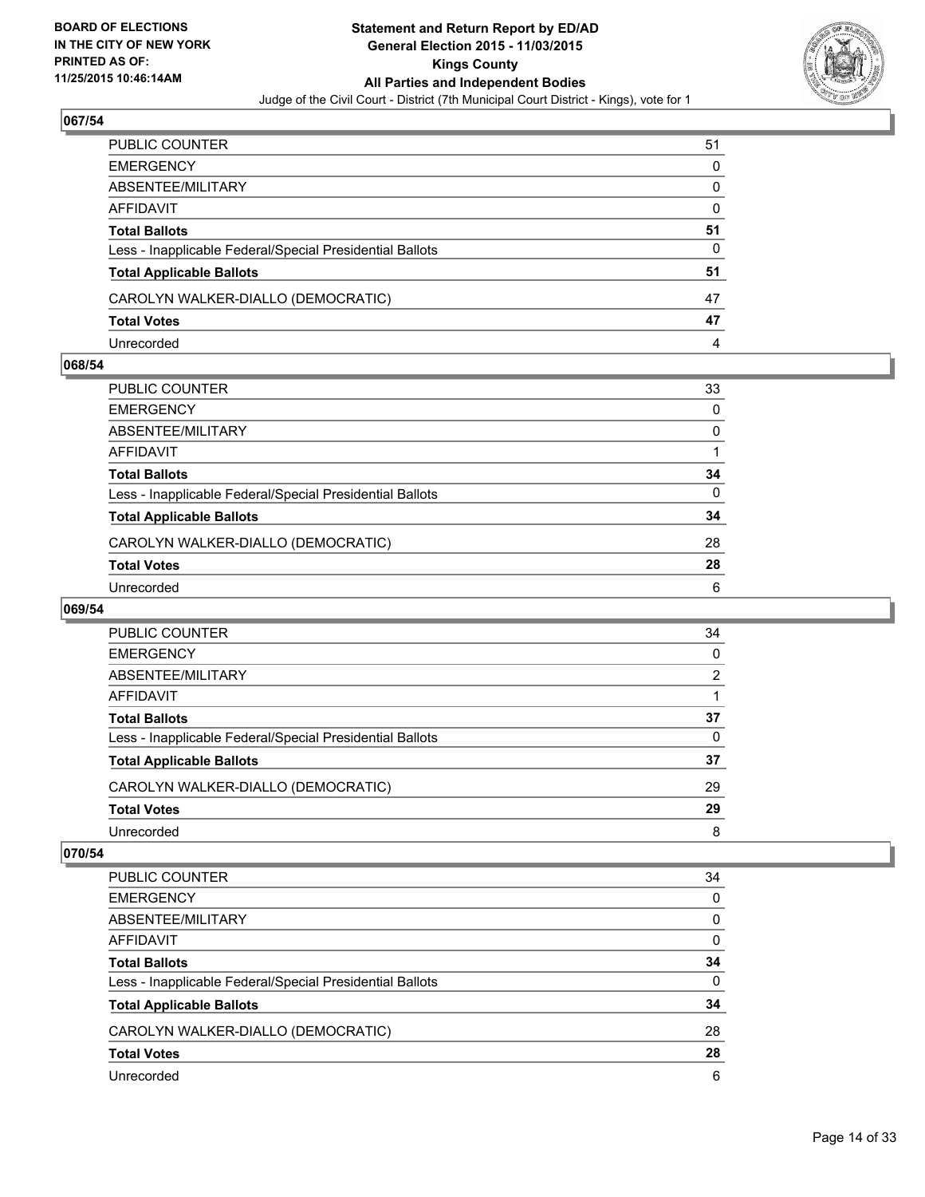## 067/54

| | |
|---|---|
| PUBLIC COUNTER | 51 |
| EMERGENCY | 0 |
| ABSENTEE/MILITARY | 0 |
| AFFIDAVIT | 0 |
| **Total Ballots** | **51** |
| Less - Inapplicable Federal/Special Presidential Ballots | 0 |
| **Total Applicable Ballots** | **51** |
| CAROLYN WALKER-DIALLO (DEMOCRATIC) | 47 |
| **Total Votes** | **47** |
| Unrecorded | 4 |

## 068/54

| | |
|---|---|
| PUBLIC COUNTER | 33 |
| EMERGENCY | 0 |
| ABSENTEE/MILITARY | 0 |
| AFFIDAVIT | 1 |
| **Total Ballots** | **34** |
| Less - Inapplicable Federal/Special Presidential Ballots | 0 |
| **Total Applicable Ballots** | **34** |
| CAROLYN WALKER-DIALLO (DEMOCRATIC) | 28 |
| **Total Votes** | **28** |
| Unrecorded | 6 |

## 069/54

| | |
|---|---|
| PUBLIC COUNTER | 34 |
| EMERGENCY | 0 |
| ABSENTEE/MILITARY | 2 |
| AFFIDAVIT | 1 |
| **Total Ballots** | **37** |
| Less - Inapplicable Federal/Special Presidential Ballots | 0 |
| **Total Applicable Ballots** | **37** |
| CAROLYN WALKER-DIALLO (DEMOCRATIC) | 29 |
| **Total Votes** | **29** |
| Unrecorded | 8 |

## 070/54

| | |
|---|---|
| PUBLIC COUNTER | 34 |
| EMERGENCY | 0 |
| ABSENTEE/MILITARY | 0 |
| AFFIDAVIT | 0 |
| **Total Ballots** | **34** |
| Less - Inapplicable Federal/Special Presidential Ballots | 0 |
| **Total Applicable Ballots** | **34** |
| CAROLYN WALKER-DIALLO (DEMOCRATIC) | 28 |
| **Total Votes** | **28** |
| Unrecorded | 6 |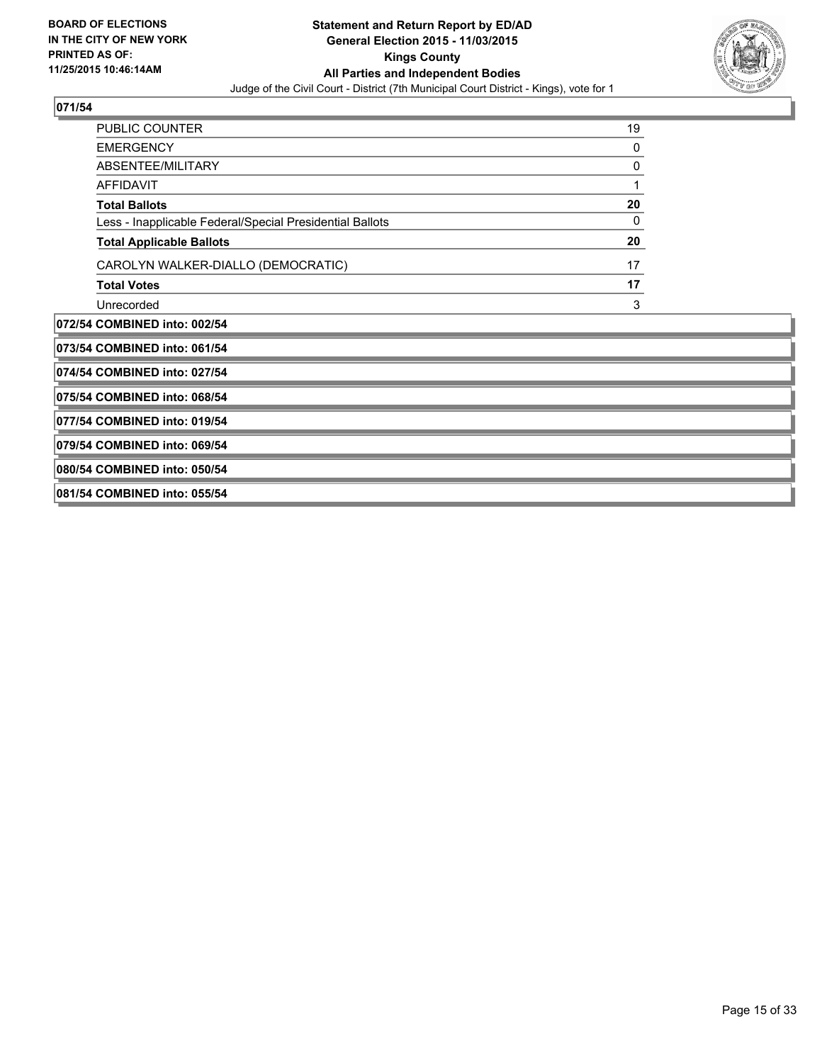**BOARD OF ELECTIONS IN THE CITY OF NEW YORK PRINTED AS OF: 11/25/2015 10:46:14AM**

**Statement and Return Report by ED/AD General Election 2015 - 11/03/2015 Kings County All Parties and Independent Bodies**

Judge of the Civil Court - District (7th Municipal Court District - Kings), vote for 1

**071/54**

| | |
|---|---|
| PUBLIC COUNTER | 19 |
| EMERGENCY | 0 |
| ABSENTEE/MILITARY | 0 |
| AFFIDAVIT | 1 |
| **Total Ballots** | **20** |
| Less - Inapplicable Federal/Special Presidential Ballots | 0 |
| **Total Applicable Ballots** | **20** |
| CAROLYN WALKER-DIALLO (DEMOCRATIC) | 17 |
| **Total Votes** | **17** |
| Unrecorded | 3 |

**072/54 COMBINED into: 002/54**

**073/54 COMBINED into: 061/54**

**074/54 COMBINED into: 027/54**

**075/54 COMBINED into: 068/54**

**077/54 COMBINED into: 019/54**

**079/54 COMBINED into: 069/54**

**080/54 COMBINED into: 050/54**

**081/54 COMBINED into: 055/54**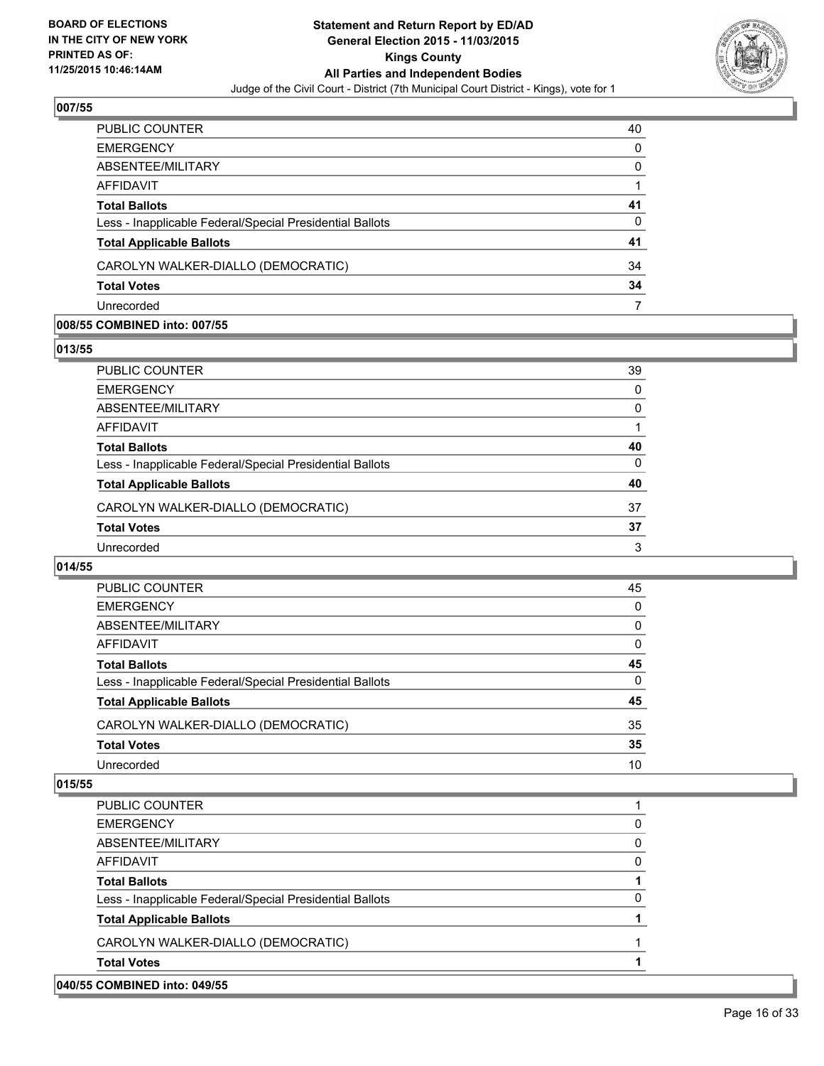### 007/55

| | |
|---|---|
| PUBLIC COUNTER | 40 |
| EMERGENCY | 0 |
| ABSENTEE/MILITARY | 0 |
| AFFIDAVIT | 1 |
| **Total Ballots** | **41** |
| Less - Inapplicable Federal/Special Presidential Ballots | 0 |
| **Total Applicable Ballots** | **41** |
| CAROLYN WALKER-DIALLO (DEMOCRATIC) | 34 |
| **Total Votes** | **34** |
| Unrecorded | 7 |

### 008/55 COMBINED into: 007/55

### 013/55

| | |
|---|---|
| PUBLIC COUNTER | 39 |
| EMERGENCY | 0 |
| ABSENTEE/MILITARY | 0 |
| AFFIDAVIT | 1 |
| **Total Ballots** | **40** |
| Less - Inapplicable Federal/Special Presidential Ballots | 0 |
| **Total Applicable Ballots** | **40** |
| CAROLYN WALKER-DIALLO (DEMOCRATIC) | 37 |
| **Total Votes** | **37** |
| Unrecorded | 3 |

### 014/55

| | |
|---|---|
| PUBLIC COUNTER | 45 |
| EMERGENCY | 0 |
| ABSENTEE/MILITARY | 0 |
| AFFIDAVIT | 0 |
| **Total Ballots** | **45** |
| Less - Inapplicable Federal/Special Presidential Ballots | 0 |
| **Total Applicable Ballots** | **45** |
| CAROLYN WALKER-DIALLO (DEMOCRATIC) | 35 |
| **Total Votes** | **35** |
| Unrecorded | 10 |

### 015/55

| | |
|---|---|
| PUBLIC COUNTER | 1 |
| EMERGENCY | 0 |
| ABSENTEE/MILITARY | 0 |
| AFFIDAVIT | 0 |
| **Total Ballots** | **1** |
| Less - Inapplicable Federal/Special Presidential Ballots | 0 |
| **Total Applicable Ballots** | **1** |
| CAROLYN WALKER-DIALLO (DEMOCRATIC) | 1 |
| **Total Votes** | **1** |

### 040/55 COMBINED into: 049/55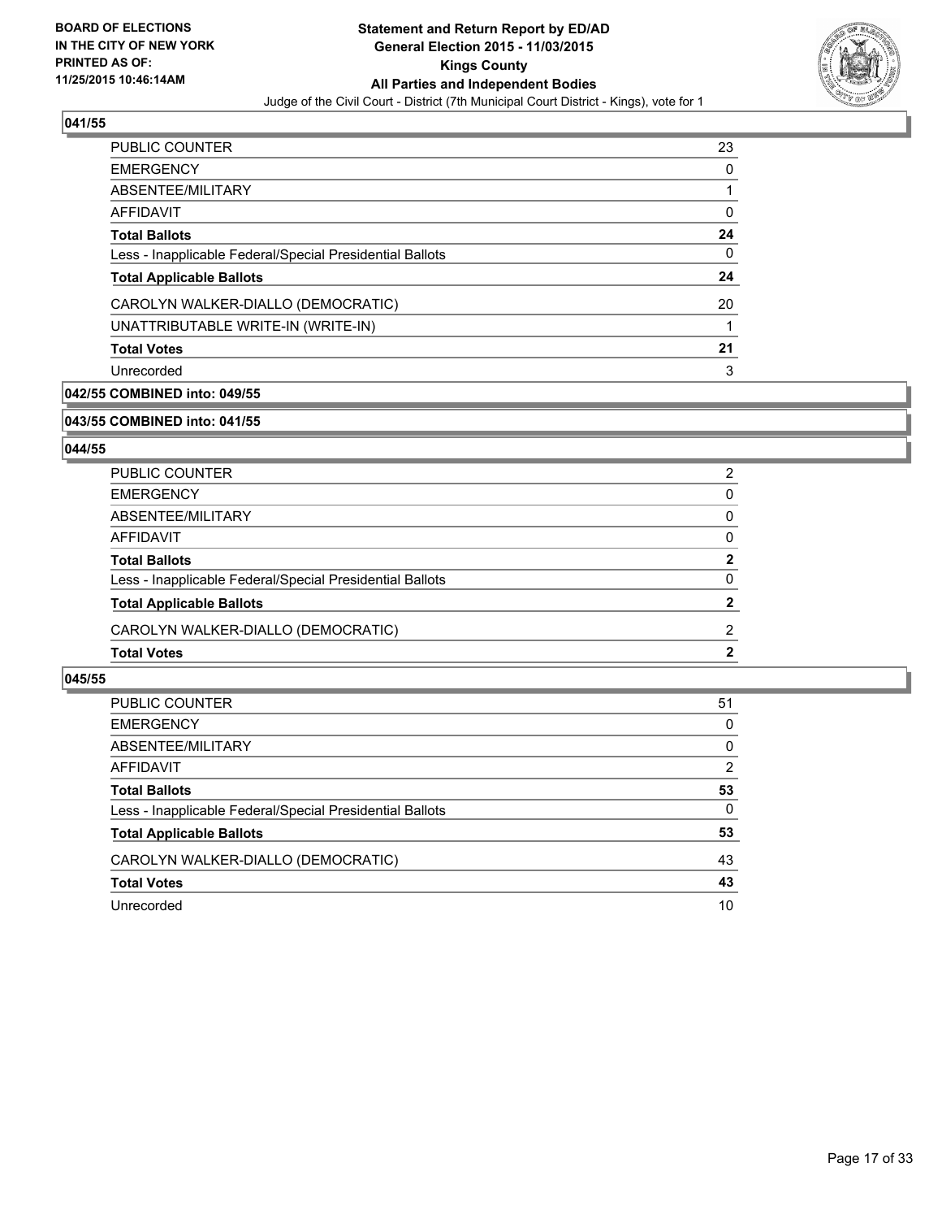**BOARD OF ELECTIONS IN THE CITY OF NEW YORK PRINTED AS OF: 11/25/2015 10:46:14AM**

**Statement and Return Report by ED/AD General Election 2015 - 11/03/2015 Kings County All Parties and Independent Bodies**

Judge of the Civil Court - District (7th Municipal Court District - Kings), vote for 1

### 041/55

| | |
|---|---|
| PUBLIC COUNTER | 23 |
| EMERGENCY | 0 |
| ABSENTEE/MILITARY | 1 |
| AFFIDAVIT | 0 |
| **Total Ballots** | **24** |
| Less - Inapplicable Federal/Special Presidential Ballots | 0 |
| **Total Applicable Ballots** | **24** |
| CAROLYN WALKER-DIALLO (DEMOCRATIC) | 20 |
| UNATTRIBUTABLE WRITE-IN (WRITE-IN) | 1 |
| **Total Votes** | **21** |
| Unrecorded | 3 |

### 042/55 COMBINED into: 049/55

### 043/55 COMBINED into: 041/55

### 044/55

| | |
|---|---|
| PUBLIC COUNTER | 2 |
| EMERGENCY | 0 |
| ABSENTEE/MILITARY | 0 |
| AFFIDAVIT | 0 |
| **Total Ballots** | **2** |
| Less - Inapplicable Federal/Special Presidential Ballots | 0 |
| **Total Applicable Ballots** | **2** |
| CAROLYN WALKER-DIALLO (DEMOCRATIC) | 2 |
| **Total Votes** | **2** |

### 045/55

| | |
|---|---|
| PUBLIC COUNTER | 51 |
| EMERGENCY | 0 |
| ABSENTEE/MILITARY | 0 |
| AFFIDAVIT | 2 |
| **Total Ballots** | **53** |
| Less - Inapplicable Federal/Special Presidential Ballots | 0 |
| **Total Applicable Ballots** | **53** |
| CAROLYN WALKER-DIALLO (DEMOCRATIC) | 43 |
| **Total Votes** | **43** |
| Unrecorded | 10 |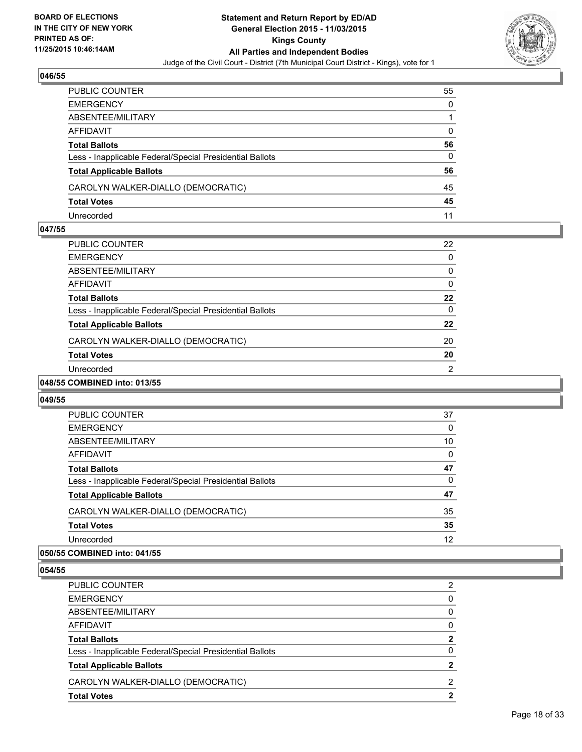**046/55**

| | |
|---|---|
| PUBLIC COUNTER | 55 |
| EMERGENCY | 0 |
| ABSENTEE/MILITARY | 1 |
| AFFIDAVIT | 0 |
| **Total Ballots** | **56** |
| Less - Inapplicable Federal/Special Presidential Ballots | 0 |
| **Total Applicable Ballots** | **56** |
| CAROLYN WALKER-DIALLO (DEMOCRATIC) | 45 |
| **Total Votes** | **45** |
| Unrecorded | 11 |

**047/55**

| | |
|---|---|
| PUBLIC COUNTER | 22 |
| EMERGENCY | 0 |
| ABSENTEE/MILITARY | 0 |
| AFFIDAVIT | 0 |
| **Total Ballots** | **22** |
| Less - Inapplicable Federal/Special Presidential Ballots | 0 |
| **Total Applicable Ballots** | **22** |
| CAROLYN WALKER-DIALLO (DEMOCRATIC) | 20 |
| **Total Votes** | **20** |
| Unrecorded | 2 |

**048/55 COMBINED into: 013/55**

**049/55**

| | |
|---|---|
| PUBLIC COUNTER | 37 |
| EMERGENCY | 0 |
| ABSENTEE/MILITARY | 10 |
| AFFIDAVIT | 0 |
| **Total Ballots** | **47** |
| Less - Inapplicable Federal/Special Presidential Ballots | 0 |
| **Total Applicable Ballots** | **47** |
| CAROLYN WALKER-DIALLO (DEMOCRATIC) | 35 |
| **Total Votes** | **35** |
| Unrecorded | 12 |

**050/55 COMBINED into: 041/55**

**054/55**

| | |
|---|---|
| PUBLIC COUNTER | 2 |
| EMERGENCY | 0 |
| ABSENTEE/MILITARY | 0 |
| AFFIDAVIT | 0 |
| **Total Ballots** | **2** |
| Less - Inapplicable Federal/Special Presidential Ballots | 0 |
| **Total Applicable Ballots** | **2** |
| CAROLYN WALKER-DIALLO (DEMOCRATIC) | 2 |
| **Total Votes** | **2** |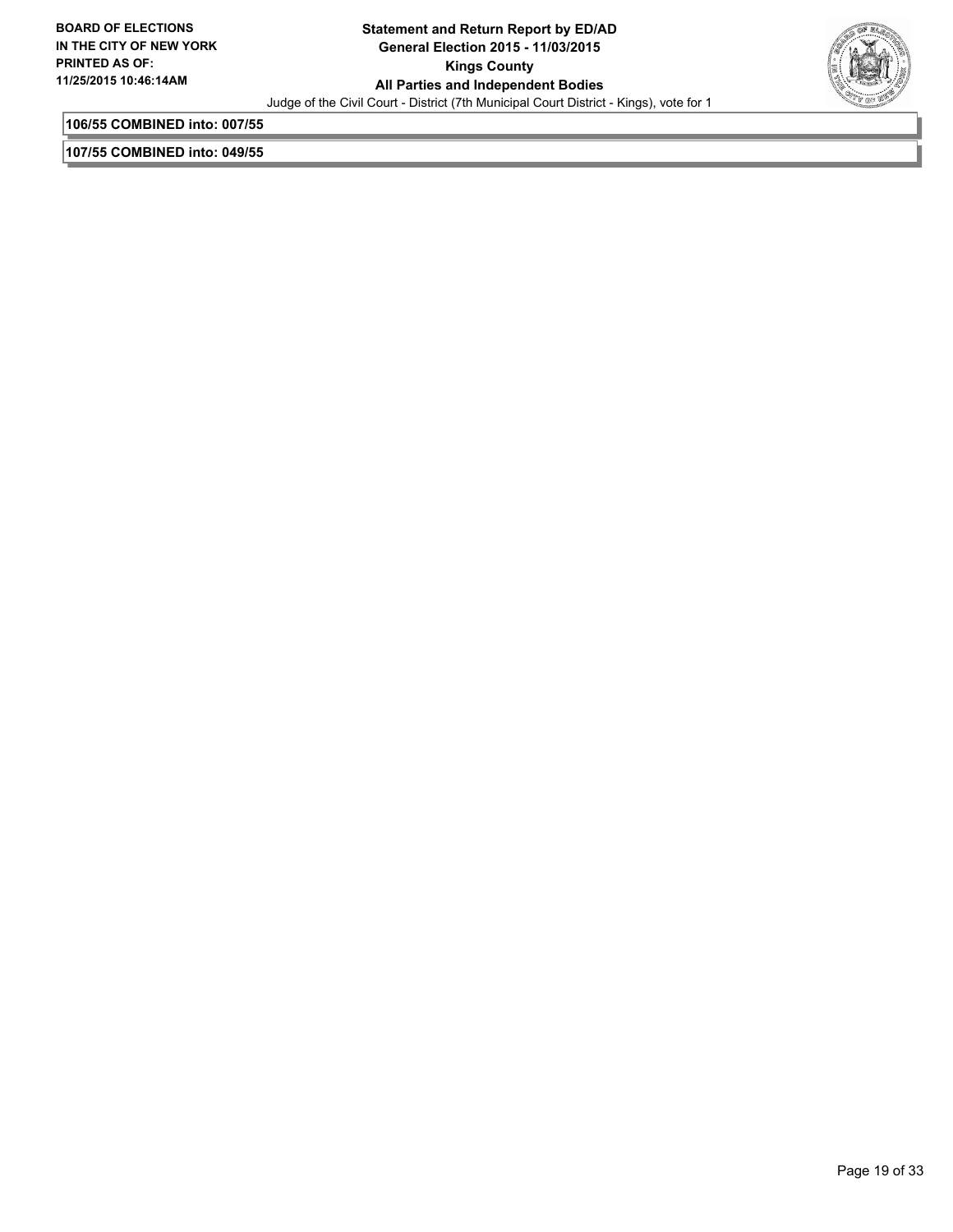**106/55 COMBINED into: 007/55**

**107/55 COMBINED into: 049/55**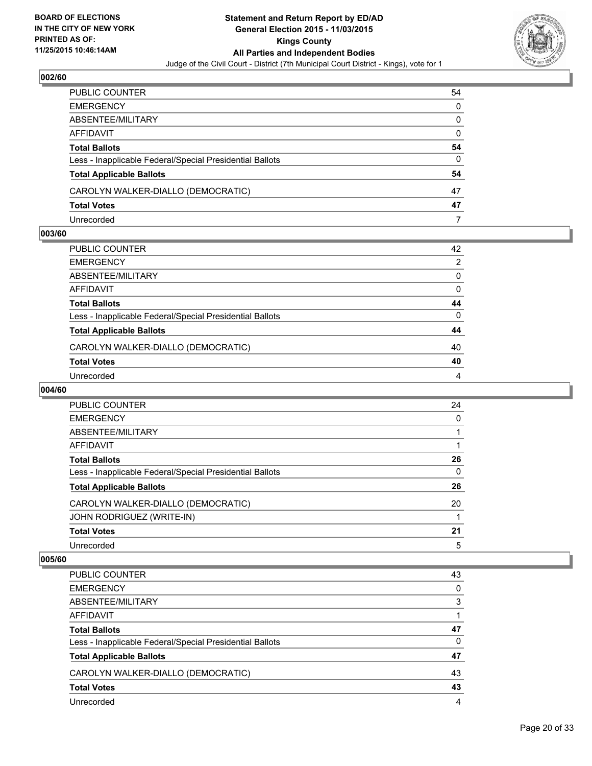### 002/60

| | |
|---|---|
| PUBLIC COUNTER | 54 |
| EMERGENCY | 0 |
| ABSENTEE/MILITARY | 0 |
| AFFIDAVIT | 0 |
| **Total Ballots** | **54** |
| Less - Inapplicable Federal/Special Presidential Ballots | 0 |
| **Total Applicable Ballots** | **54** |
| CAROLYN WALKER-DIALLO (DEMOCRATIC) | 47 |
| **Total Votes** | **47** |
| Unrecorded | 7 |

### 003/60

| | |
|---|---|
| PUBLIC COUNTER | 42 |
| EMERGENCY | 2 |
| ABSENTEE/MILITARY | 0 |
| AFFIDAVIT | 0 |
| **Total Ballots** | **44** |
| Less - Inapplicable Federal/Special Presidential Ballots | 0 |
| **Total Applicable Ballots** | **44** |
| CAROLYN WALKER-DIALLO (DEMOCRATIC) | 40 |
| **Total Votes** | **40** |
| Unrecorded | 4 |

### 004/60

| | |
|---|---|
| PUBLIC COUNTER | 24 |
| EMERGENCY | 0 |
| ABSENTEE/MILITARY | 1 |
| AFFIDAVIT | 1 |
| **Total Ballots** | **26** |
| Less - Inapplicable Federal/Special Presidential Ballots | 0 |
| **Total Applicable Ballots** | **26** |
| CAROLYN WALKER-DIALLO (DEMOCRATIC) | 20 |
| JOHN RODRIGUEZ (WRITE-IN) | 1 |
| **Total Votes** | **21** |
| Unrecorded | 5 |

### 005/60

| | |
|---|---|
| PUBLIC COUNTER | 43 |
| EMERGENCY | 0 |
| ABSENTEE/MILITARY | 3 |
| AFFIDAVIT | 1 |
| **Total Ballots** | **47** |
| Less - Inapplicable Federal/Special Presidential Ballots | 0 |
| **Total Applicable Ballots** | **47** |
| CAROLYN WALKER-DIALLO (DEMOCRATIC) | 43 |
| **Total Votes** | **43** |
| Unrecorded | 4 |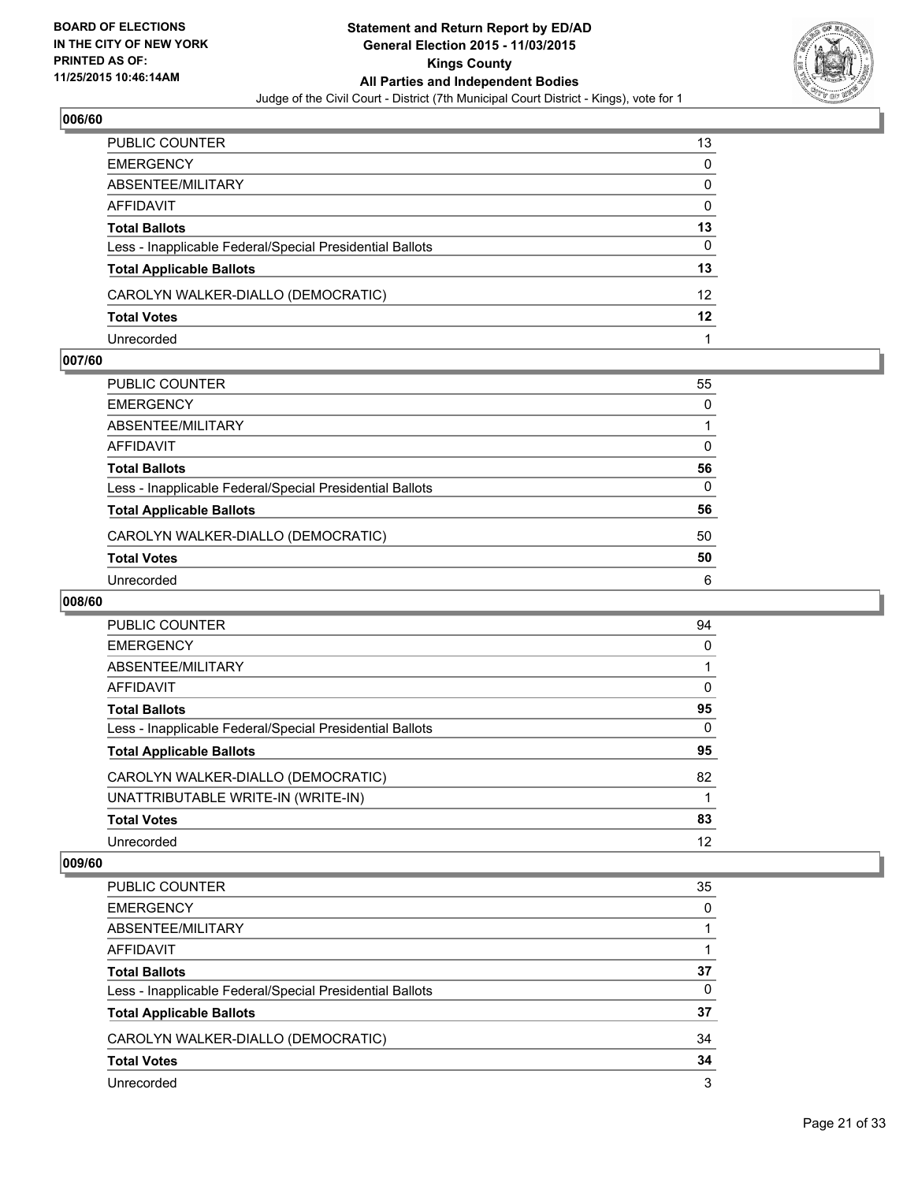**BOARD OF ELECTIONS IN THE CITY OF NEW YORK PRINTED AS OF: 11/25/2015 10:46:14AM**

# Statement and Return Report by ED/AD
## General Election 2015 - 11/03/2015
## Kings County
## All Parties and Independent Bodies
### Judge of the Civil Court - District (7th Municipal Court District - Kings), vote for 1

### 006/60

| | |
|---|---|
| PUBLIC COUNTER | 13 |
| EMERGENCY | 0 |
| ABSENTEE/MILITARY | 0 |
| AFFIDAVIT | 0 |
| **Total Ballots** | **13** |
| Less - Inapplicable Federal/Special Presidential Ballots | 0 |
| **Total Applicable Ballots** | **13** |
| CAROLYN WALKER-DIALLO (DEMOCRATIC) | 12 |
| **Total Votes** | **12** |
| Unrecorded | 1 |

### 007/60

| | |
|---|---|
| PUBLIC COUNTER | 55 |
| EMERGENCY | 0 |
| ABSENTEE/MILITARY | 1 |
| AFFIDAVIT | 0 |
| **Total Ballots** | **56** |
| Less - Inapplicable Federal/Special Presidential Ballots | 0 |
| **Total Applicable Ballots** | **56** |
| CAROLYN WALKER-DIALLO (DEMOCRATIC) | 50 |
| **Total Votes** | **50** |
| Unrecorded | 6 |

### 008/60

| | |
|---|---|
| PUBLIC COUNTER | 94 |
| EMERGENCY | 0 |
| ABSENTEE/MILITARY | 1 |
| AFFIDAVIT | 0 |
| **Total Ballots** | **95** |
| Less - Inapplicable Federal/Special Presidential Ballots | 0 |
| **Total Applicable Ballots** | **95** |
| CAROLYN WALKER-DIALLO (DEMOCRATIC) | 82 |
| UNATTRIBUTABLE WRITE-IN (WRITE-IN) | 1 |
| **Total Votes** | **83** |
| Unrecorded | 12 |

### 009/60

| | |
|---|---|
| PUBLIC COUNTER | 35 |
| EMERGENCY | 0 |
| ABSENTEE/MILITARY | 1 |
| AFFIDAVIT | 1 |
| **Total Ballots** | **37** |
| Less - Inapplicable Federal/Special Presidential Ballots | 0 |
| **Total Applicable Ballots** | **37** |
| CAROLYN WALKER-DIALLO (DEMOCRATIC) | 34 |
| **Total Votes** | **34** |
| Unrecorded | 3 |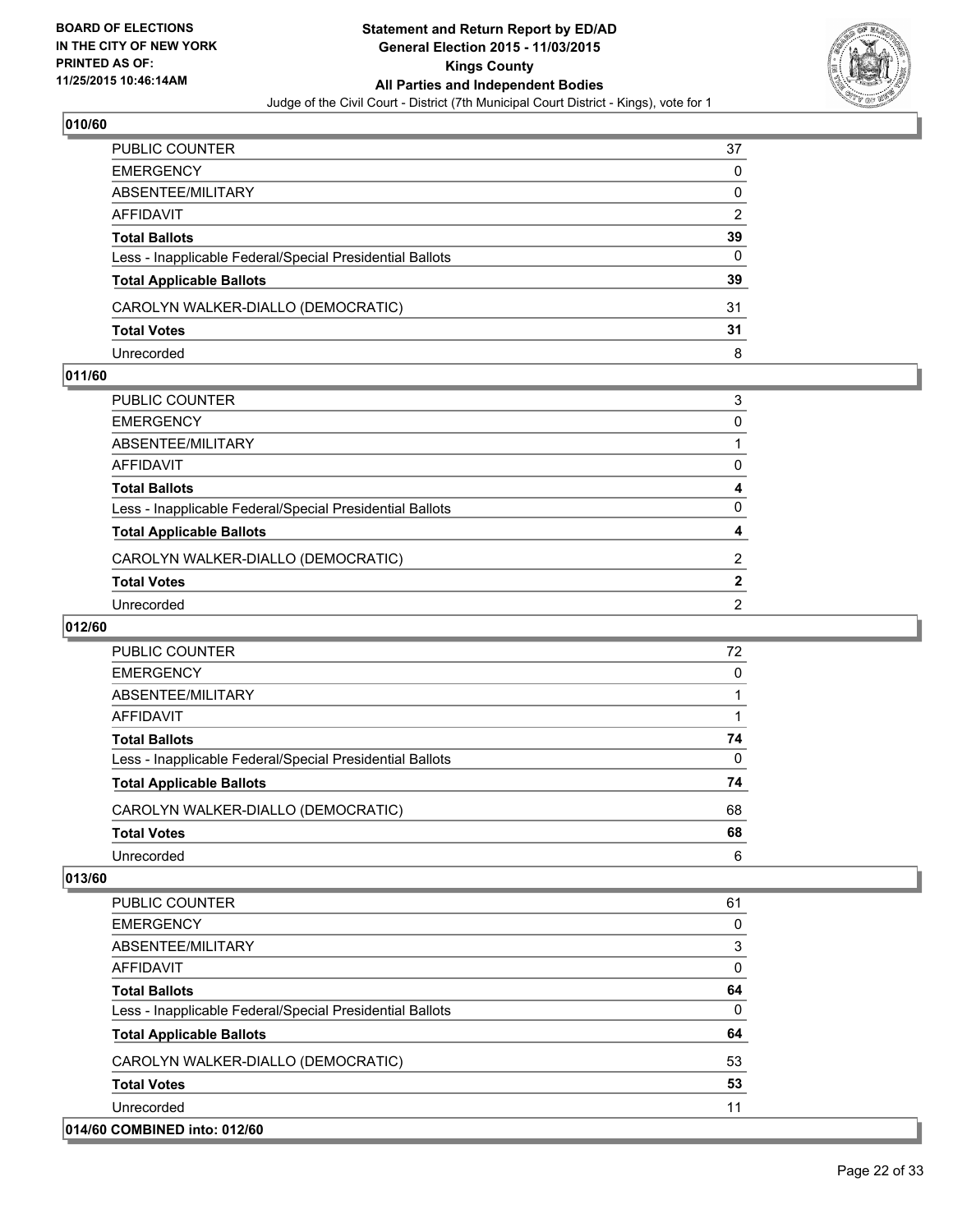**BOARD OF ELECTIONS IN THE CITY OF NEW YORK PRINTED AS OF: 11/25/2015 10:46:14AM**

**Statement and Return Report by ED/AD General Election 2015 - 11/03/2015 Kings County All Parties and Independent Bodies**

Judge of the Civil Court - District (7th Municipal Court District - Kings), vote for 1

## 010/60

| | |
|---|---|
| PUBLIC COUNTER | 37 |
| EMERGENCY | 0 |
| ABSENTEE/MILITARY | 0 |
| AFFIDAVIT | 2 |
| **Total Ballots** | **39** |
| Less - Inapplicable Federal/Special Presidential Ballots | 0 |
| **Total Applicable Ballots** | **39** |
| CAROLYN WALKER-DIALLO (DEMOCRATIC) | 31 |
| **Total Votes** | **31** |
| Unrecorded | 8 |

## 011/60

| | |
|---|---|
| PUBLIC COUNTER | 3 |
| EMERGENCY | 0 |
| ABSENTEE/MILITARY | 1 |
| AFFIDAVIT | 0 |
| **Total Ballots** | **4** |
| Less - Inapplicable Federal/Special Presidential Ballots | 0 |
| **Total Applicable Ballots** | **4** |
| CAROLYN WALKER-DIALLO (DEMOCRATIC) | 2 |
| **Total Votes** | **2** |
| Unrecorded | 2 |

## 012/60

| | |
|---|---|
| PUBLIC COUNTER | 72 |
| EMERGENCY | 0 |
| ABSENTEE/MILITARY | 1 |
| AFFIDAVIT | 1 |
| **Total Ballots** | **74** |
| Less - Inapplicable Federal/Special Presidential Ballots | 0 |
| **Total Applicable Ballots** | **74** |
| CAROLYN WALKER-DIALLO (DEMOCRATIC) | 68 |
| **Total Votes** | **68** |
| Unrecorded | 6 |

## 013/60

| | |
|---|---|
| PUBLIC COUNTER | 61 |
| EMERGENCY | 0 |
| ABSENTEE/MILITARY | 3 |
| AFFIDAVIT | 0 |
| **Total Ballots** | **64** |
| Less - Inapplicable Federal/Special Presidential Ballots | 0 |
| **Total Applicable Ballots** | **64** |
| CAROLYN WALKER-DIALLO (DEMOCRATIC) | 53 |
| **Total Votes** | **53** |
| Unrecorded | 11 |

## 014/60 COMBINED into: 012/60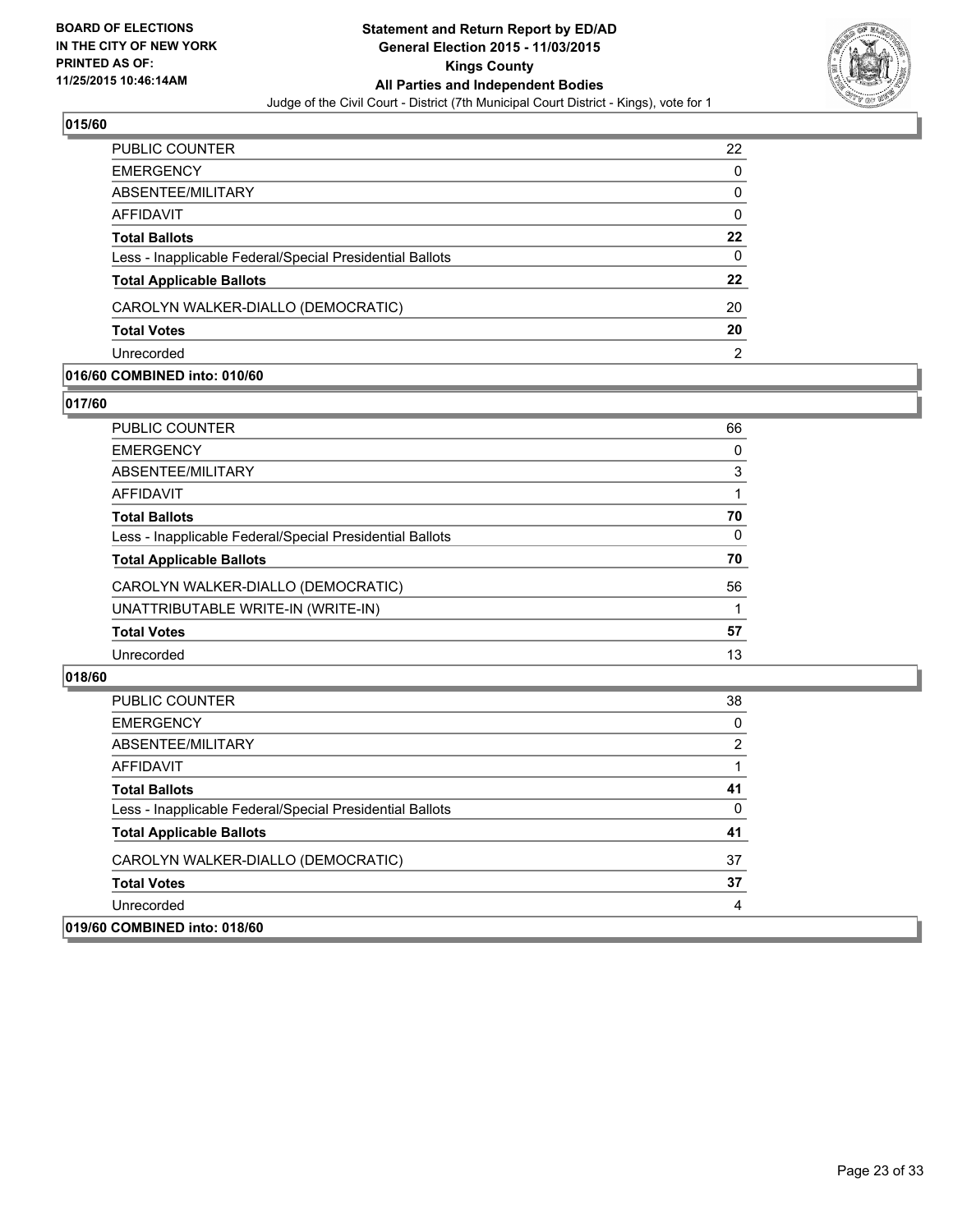BOARD OF ELECTIONS
IN THE CITY OF NEW YORK
PRINTED AS OF:
11/25/2015 10:46:14AM

**Statement and Return Report by ED/AD**
**General Election 2015 - 11/03/2015**
**Kings County**
**All Parties and Independent Bodies**
Judge of the Civil Court - District (7th Municipal Court District - Kings), vote for 1

## 015/60

| | |
|---|---|
| PUBLIC COUNTER | 22 |
| EMERGENCY | 0 |
| ABSENTEE/MILITARY | 0 |
| AFFIDAVIT | 0 |
| **Total Ballots** | **22** |
| Less - Inapplicable Federal/Special Presidential Ballots | 0 |
| **Total Applicable Ballots** | **22** |
| CAROLYN WALKER-DIALLO (DEMOCRATIC) | 20 |
| **Total Votes** | **20** |
| Unrecorded | 2 |

## 016/60 COMBINED into: 010/60

## 017/60

| | |
|---|---|
| PUBLIC COUNTER | 66 |
| EMERGENCY | 0 |
| ABSENTEE/MILITARY | 3 |
| AFFIDAVIT | 1 |
| **Total Ballots** | **70** |
| Less - Inapplicable Federal/Special Presidential Ballots | 0 |
| **Total Applicable Ballots** | **70** |
| CAROLYN WALKER-DIALLO (DEMOCRATIC) | 56 |
| UNATTRIBUTABLE WRITE-IN (WRITE-IN) | 1 |
| **Total Votes** | **57** |
| Unrecorded | 13 |

## 018/60

| | |
|---|---|
| PUBLIC COUNTER | 38 |
| EMERGENCY | 0 |
| ABSENTEE/MILITARY | 2 |
| AFFIDAVIT | 1 |
| **Total Ballots** | **41** |
| Less - Inapplicable Federal/Special Presidential Ballots | 0 |
| **Total Applicable Ballots** | **41** |
| CAROLYN WALKER-DIALLO (DEMOCRATIC) | 37 |
| **Total Votes** | **37** |
| Unrecorded | 4 |

## 019/60 COMBINED into: 018/60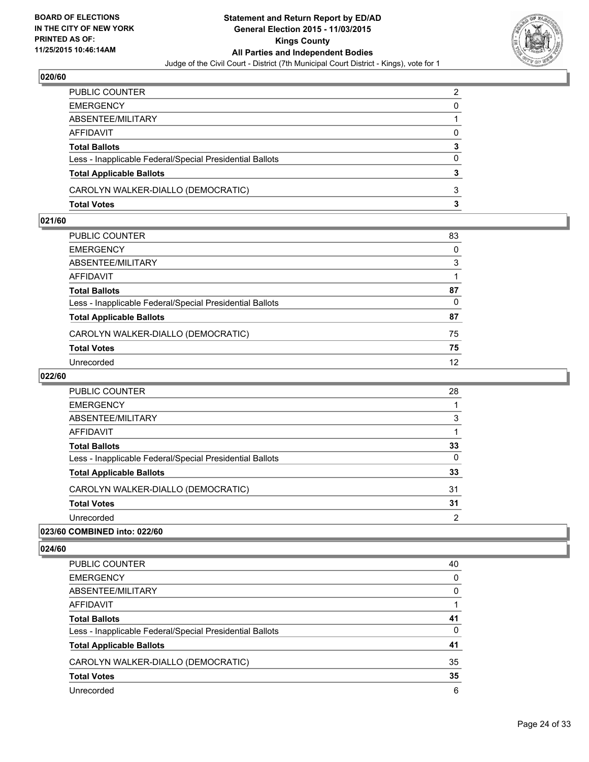## 020/60

| | |
|---|---|
| PUBLIC COUNTER | 2 |
| EMERGENCY | 0 |
| ABSENTEE/MILITARY | 1 |
| AFFIDAVIT | 0 |
| **Total Ballots** | **3** |
| Less - Inapplicable Federal/Special Presidential Ballots | 0 |
| **Total Applicable Ballots** | **3** |
| CAROLYN WALKER-DIALLO (DEMOCRATIC) | 3 |
| **Total Votes** | **3** |

## 021/60

| | |
|---|---|
| PUBLIC COUNTER | 83 |
| EMERGENCY | 0 |
| ABSENTEE/MILITARY | 3 |
| AFFIDAVIT | 1 |
| **Total Ballots** | **87** |
| Less - Inapplicable Federal/Special Presidential Ballots | 0 |
| **Total Applicable Ballots** | **87** |
| CAROLYN WALKER-DIALLO (DEMOCRATIC) | 75 |
| **Total Votes** | **75** |
| Unrecorded | 12 |

## 022/60

| | |
|---|---|
| PUBLIC COUNTER | 28 |
| EMERGENCY | 1 |
| ABSENTEE/MILITARY | 3 |
| AFFIDAVIT | 1 |
| **Total Ballots** | **33** |
| Less - Inapplicable Federal/Special Presidential Ballots | 0 |
| **Total Applicable Ballots** | **33** |
| CAROLYN WALKER-DIALLO (DEMOCRATIC) | 31 |
| **Total Votes** | **31** |
| Unrecorded | 2 |

## 023/60 COMBINED into: 022/60

## 024/60

| | |
|---|---|
| PUBLIC COUNTER | 40 |
| EMERGENCY | 0 |
| ABSENTEE/MILITARY | 0 |
| AFFIDAVIT | 1 |
| **Total Ballots** | **41** |
| Less - Inapplicable Federal/Special Presidential Ballots | 0 |
| **Total Applicable Ballots** | **41** |
| CAROLYN WALKER-DIALLO (DEMOCRATIC) | 35 |
| **Total Votes** | **35** |
| Unrecorded | 6 |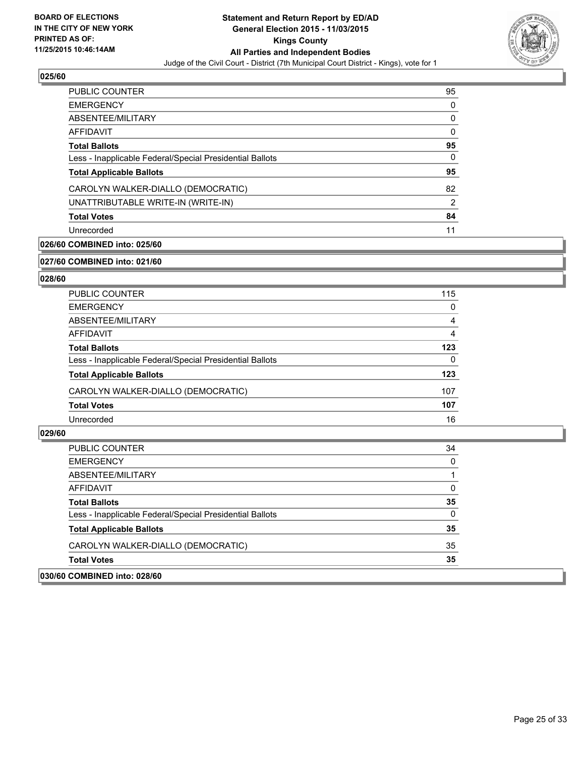**BOARD OF ELECTIONS IN THE CITY OF NEW YORK PRINTED AS OF: 11/25/2015 10:46:14AM**

**Statement and Return Report by ED/AD General Election 2015 - 11/03/2015 Kings County All Parties and Independent Bodies**

Judge of the Civil Court - District (7th Municipal Court District - Kings), vote for 1

## 025/60

| | |
|---|---|
| PUBLIC COUNTER | 95 |
| EMERGENCY | 0 |
| ABSENTEE/MILITARY | 0 |
| AFFIDAVIT | 0 |
| **Total Ballots** | **95** |
| Less - Inapplicable Federal/Special Presidential Ballots | 0 |
| **Total Applicable Ballots** | **95** |
| CAROLYN WALKER-DIALLO (DEMOCRATIC) | 82 |
| UNATTRIBUTABLE WRITE-IN (WRITE-IN) | 2 |
| **Total Votes** | **84** |
| Unrecorded | 11 |

## 026/60 COMBINED into: 025/60

## 027/60 COMBINED into: 021/60

## 028/60

| | |
|---|---|
| PUBLIC COUNTER | 115 |
| EMERGENCY | 0 |
| ABSENTEE/MILITARY | 4 |
| AFFIDAVIT | 4 |
| **Total Ballots** | **123** |
| Less - Inapplicable Federal/Special Presidential Ballots | 0 |
| **Total Applicable Ballots** | **123** |
| CAROLYN WALKER-DIALLO (DEMOCRATIC) | 107 |
| **Total Votes** | **107** |
| Unrecorded | 16 |

## 029/60

| | |
|---|---|
| PUBLIC COUNTER | 34 |
| EMERGENCY | 0 |
| ABSENTEE/MILITARY | 1 |
| AFFIDAVIT | 0 |
| **Total Ballots** | **35** |
| Less - Inapplicable Federal/Special Presidential Ballots | 0 |
| **Total Applicable Ballots** | **35** |
| CAROLYN WALKER-DIALLO (DEMOCRATIC) | 35 |
| **Total Votes** | **35** |

## 030/60 COMBINED into: 028/60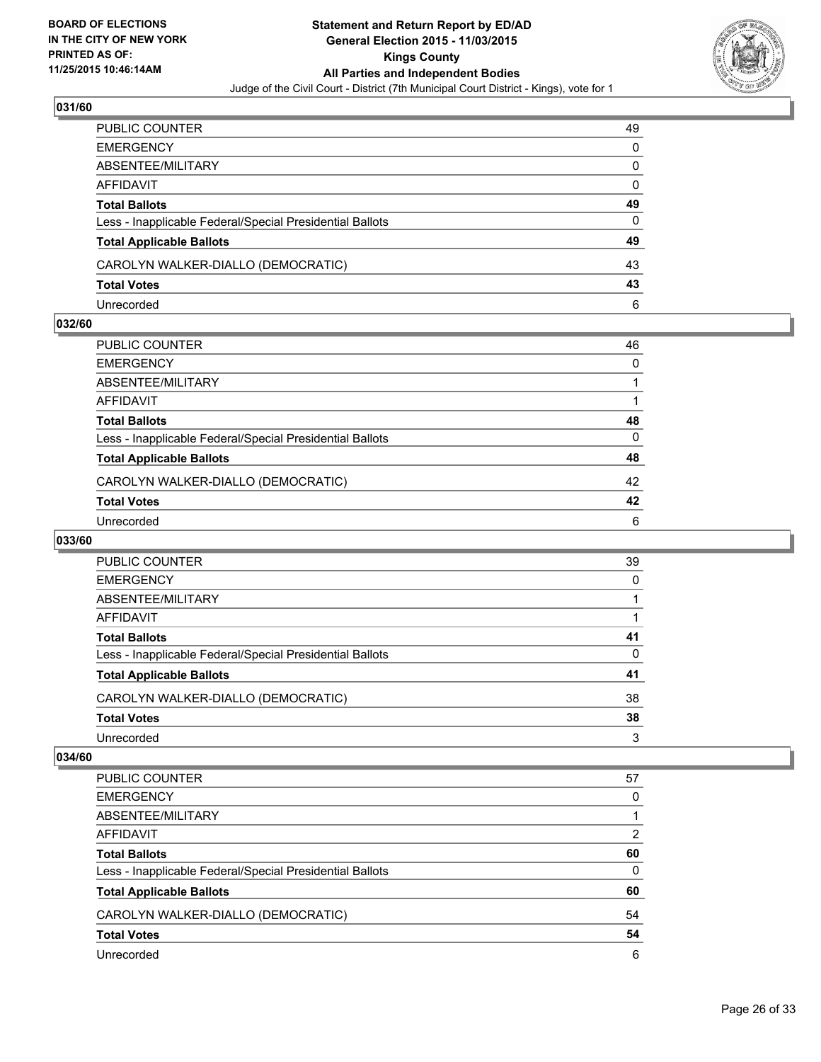BOARD OF ELECTIONS
IN THE CITY OF NEW YORK
PRINTED AS OF:
11/25/2015 10:46:14AM

**Statement and Return Report by ED/AD**
**General Election 2015 - 11/03/2015**
**Kings County**
**All Parties and Independent Bodies**
Judge of the Civil Court - District (7th Municipal Court District - Kings), vote for 1

### 031/60

| | |
|---|---|
| PUBLIC COUNTER | 49 |
| EMERGENCY | 0 |
| ABSENTEE/MILITARY | 0 |
| AFFIDAVIT | 0 |
| **Total Ballots** | **49** |
| Less - Inapplicable Federal/Special Presidential Ballots | 0 |
| **Total Applicable Ballots** | **49** |
| CAROLYN WALKER-DIALLO (DEMOCRATIC) | 43 |
| **Total Votes** | **43** |
| Unrecorded | 6 |

### 032/60

| | |
|---|---|
| PUBLIC COUNTER | 46 |
| EMERGENCY | 0 |
| ABSENTEE/MILITARY | 1 |
| AFFIDAVIT | 1 |
| **Total Ballots** | **48** |
| Less - Inapplicable Federal/Special Presidential Ballots | 0 |
| **Total Applicable Ballots** | **48** |
| CAROLYN WALKER-DIALLO (DEMOCRATIC) | 42 |
| **Total Votes** | **42** |
| Unrecorded | 6 |

### 033/60

| | |
|---|---|
| PUBLIC COUNTER | 39 |
| EMERGENCY | 0 |
| ABSENTEE/MILITARY | 1 |
| AFFIDAVIT | 1 |
| **Total Ballots** | **41** |
| Less - Inapplicable Federal/Special Presidential Ballots | 0 |
| **Total Applicable Ballots** | **41** |
| CAROLYN WALKER-DIALLO (DEMOCRATIC) | 38 |
| **Total Votes** | **38** |
| Unrecorded | 3 |

### 034/60

| | |
|---|---|
| PUBLIC COUNTER | 57 |
| EMERGENCY | 0 |
| ABSENTEE/MILITARY | 1 |
| AFFIDAVIT | 2 |
| **Total Ballots** | **60** |
| Less - Inapplicable Federal/Special Presidential Ballots | 0 |
| **Total Applicable Ballots** | **60** |
| CAROLYN WALKER-DIALLO (DEMOCRATIC) | 54 |
| **Total Votes** | **54** |
| Unrecorded | 6 |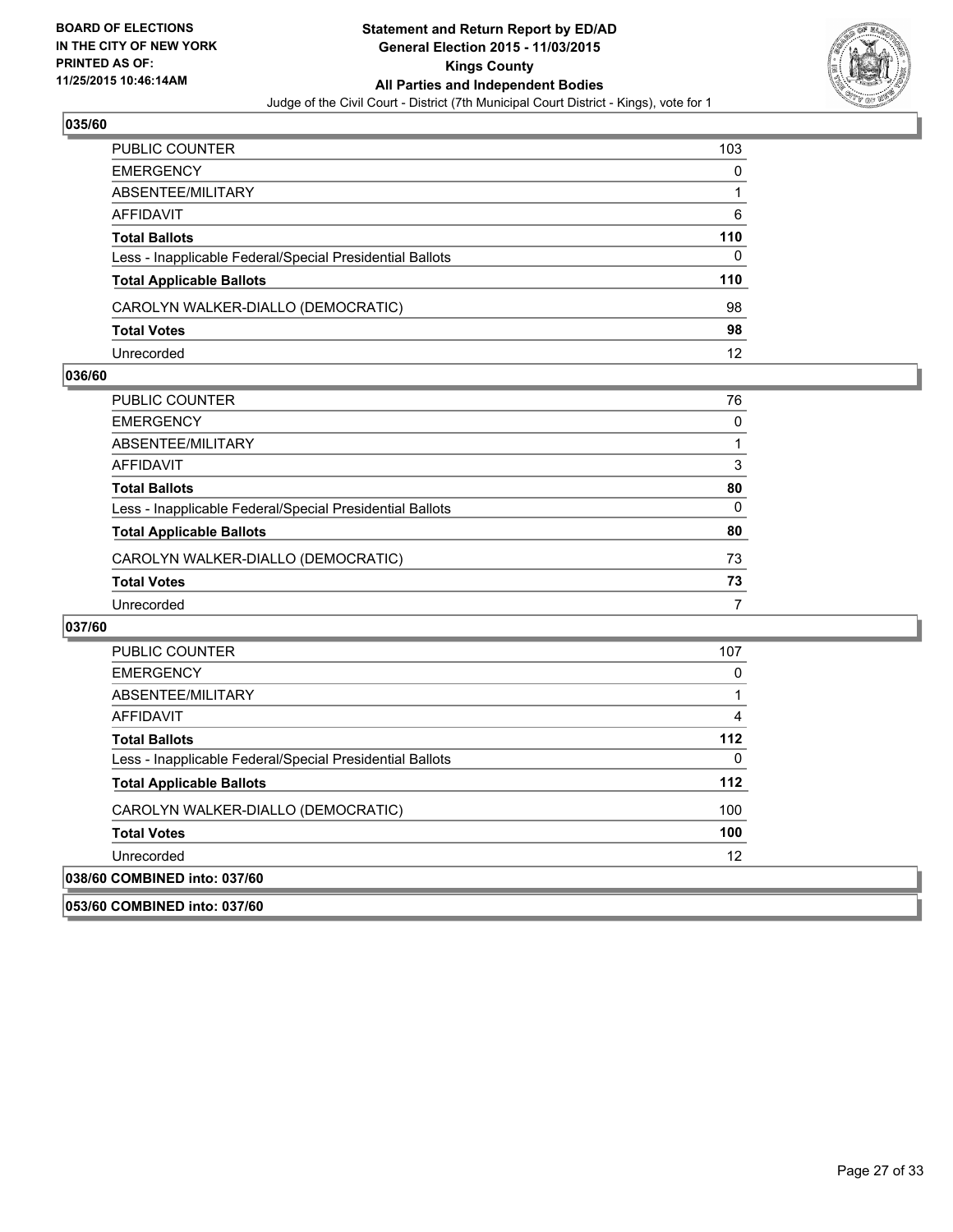### 035/60

| | |
|---|---|
| PUBLIC COUNTER | 103 |
| EMERGENCY | 0 |
| ABSENTEE/MILITARY | 1 |
| AFFIDAVIT | 6 |
| **Total Ballots** | **110** |
| Less - Inapplicable Federal/Special Presidential Ballots | 0 |
| **Total Applicable Ballots** | **110** |
| CAROLYN WALKER-DIALLO (DEMOCRATIC) | 98 |
| **Total Votes** | **98** |
| Unrecorded | 12 |

### 036/60

| | |
|---|---|
| PUBLIC COUNTER | 76 |
| EMERGENCY | 0 |
| ABSENTEE/MILITARY | 1 |
| AFFIDAVIT | 3 |
| **Total Ballots** | **80** |
| Less - Inapplicable Federal/Special Presidential Ballots | 0 |
| **Total Applicable Ballots** | **80** |
| CAROLYN WALKER-DIALLO (DEMOCRATIC) | 73 |
| **Total Votes** | **73** |
| Unrecorded | 7 |

### 037/60

| | |
|---|---|
| PUBLIC COUNTER | 107 |
| EMERGENCY | 0 |
| ABSENTEE/MILITARY | 1 |
| AFFIDAVIT | 4 |
| **Total Ballots** | **112** |
| Less - Inapplicable Federal/Special Presidential Ballots | 0 |
| **Total Applicable Ballots** | **112** |
| CAROLYN WALKER-DIALLO (DEMOCRATIC) | 100 |
| **Total Votes** | **100** |
| Unrecorded | 12 |

### 038/60 COMBINED into: 037/60

### 053/60 COMBINED into: 037/60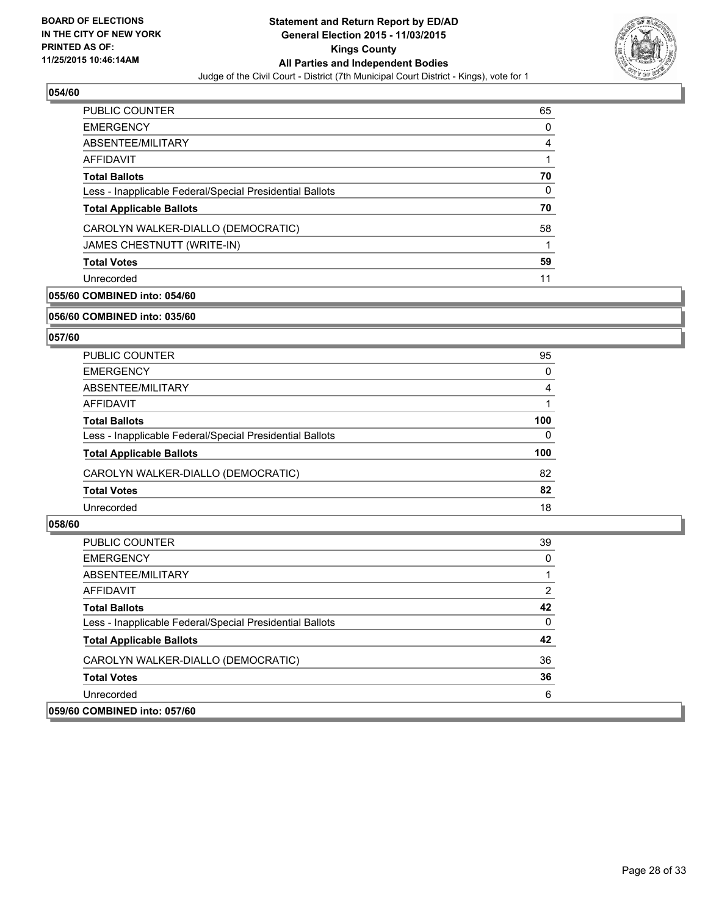**BOARD OF ELECTIONS IN THE CITY OF NEW YORK PRINTED AS OF: 11/25/2015 10:46:14AM**

**Statement and Return Report by ED/AD General Election 2015 - 11/03/2015 Kings County All Parties and Independent Bodies**

Judge of the Civil Court - District (7th Municipal Court District - Kings), vote for 1

## 054/60

| | |
|---|---|
| PUBLIC COUNTER | 65 |
| EMERGENCY | 0 |
| ABSENTEE/MILITARY | 4 |
| AFFIDAVIT | 1 |
| **Total Ballots** | **70** |
| Less - Inapplicable Federal/Special Presidential Ballots | 0 |
| **Total Applicable Ballots** | **70** |
| CAROLYN WALKER-DIALLO (DEMOCRATIC) | 58 |
| JAMES CHESTNUTT (WRITE-IN) | 1 |
| **Total Votes** | **59** |
| Unrecorded | 11 |

## 055/60 COMBINED into: 054/60

## 056/60 COMBINED into: 035/60

## 057/60

| | |
|---|---|
| PUBLIC COUNTER | 95 |
| EMERGENCY | 0 |
| ABSENTEE/MILITARY | 4 |
| AFFIDAVIT | 1 |
| **Total Ballots** | **100** |
| Less - Inapplicable Federal/Special Presidential Ballots | 0 |
| **Total Applicable Ballots** | **100** |
| CAROLYN WALKER-DIALLO (DEMOCRATIC) | 82 |
| **Total Votes** | **82** |
| Unrecorded | 18 |

## 058/60

| | |
|---|---|
| PUBLIC COUNTER | 39 |
| EMERGENCY | 0 |
| ABSENTEE/MILITARY | 1 |
| AFFIDAVIT | 2 |
| **Total Ballots** | **42** |
| Less - Inapplicable Federal/Special Presidential Ballots | 0 |
| **Total Applicable Ballots** | **42** |
| CAROLYN WALKER-DIALLO (DEMOCRATIC) | 36 |
| **Total Votes** | **36** |
| Unrecorded | 6 |

## 059/60 COMBINED into: 057/60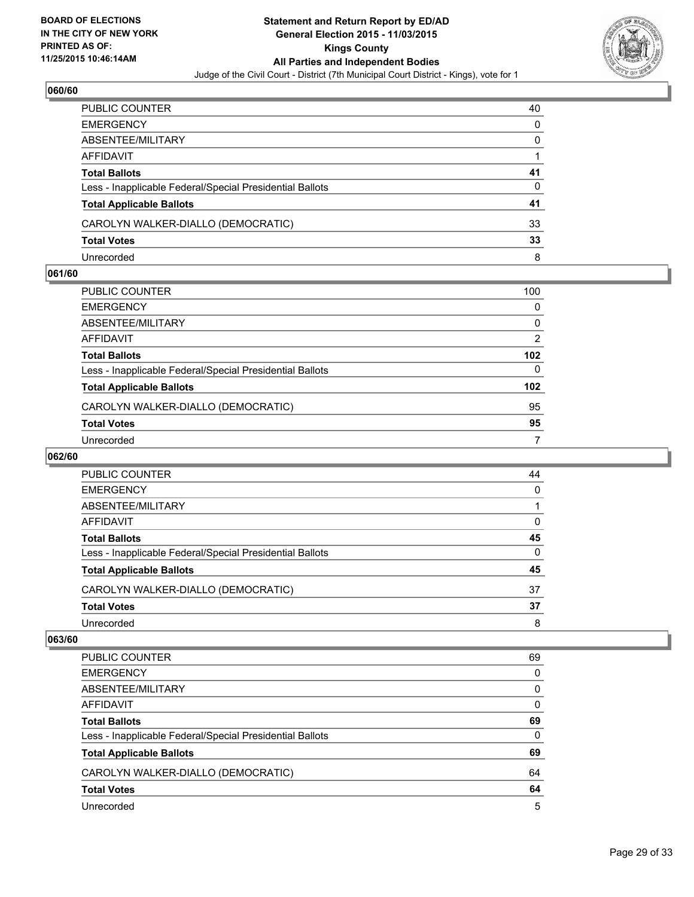**BOARD OF ELECTIONS IN THE CITY OF NEW YORK PRINTED AS OF: 11/25/2015 10:46:14AM**

**Statement and Return Report by ED/AD**
**General Election 2015 - 11/03/2015**
**Kings County**
**All Parties and Independent Bodies**
Judge of the Civil Court - District (7th Municipal Court District - Kings), vote for 1

### 060/60

| | |
|---|---|
| PUBLIC COUNTER | 40 |
| EMERGENCY | 0 |
| ABSENTEE/MILITARY | 0 |
| AFFIDAVIT | 1 |
| **Total Ballots** | **41** |
| Less - Inapplicable Federal/Special Presidential Ballots | 0 |
| **Total Applicable Ballots** | **41** |
| CAROLYN WALKER-DIALLO (DEMOCRATIC) | 33 |
| **Total Votes** | **33** |
| Unrecorded | 8 |

### 061/60

| | |
|---|---|
| PUBLIC COUNTER | 100 |
| EMERGENCY | 0 |
| ABSENTEE/MILITARY | 0 |
| AFFIDAVIT | 2 |
| **Total Ballots** | **102** |
| Less - Inapplicable Federal/Special Presidential Ballots | 0 |
| **Total Applicable Ballots** | **102** |
| CAROLYN WALKER-DIALLO (DEMOCRATIC) | 95 |
| **Total Votes** | **95** |
| Unrecorded | 7 |

### 062/60

| | |
|---|---|
| PUBLIC COUNTER | 44 |
| EMERGENCY | 0 |
| ABSENTEE/MILITARY | 1 |
| AFFIDAVIT | 0 |
| **Total Ballots** | **45** |
| Less - Inapplicable Federal/Special Presidential Ballots | 0 |
| **Total Applicable Ballots** | **45** |
| CAROLYN WALKER-DIALLO (DEMOCRATIC) | 37 |
| **Total Votes** | **37** |
| Unrecorded | 8 |

### 063/60

| | |
|---|---|
| PUBLIC COUNTER | 69 |
| EMERGENCY | 0 |
| ABSENTEE/MILITARY | 0 |
| AFFIDAVIT | 0 |
| **Total Ballots** | **69** |
| Less - Inapplicable Federal/Special Presidential Ballots | 0 |
| **Total Applicable Ballots** | **69** |
| CAROLYN WALKER-DIALLO (DEMOCRATIC) | 64 |
| **Total Votes** | **64** |
| Unrecorded | 5 |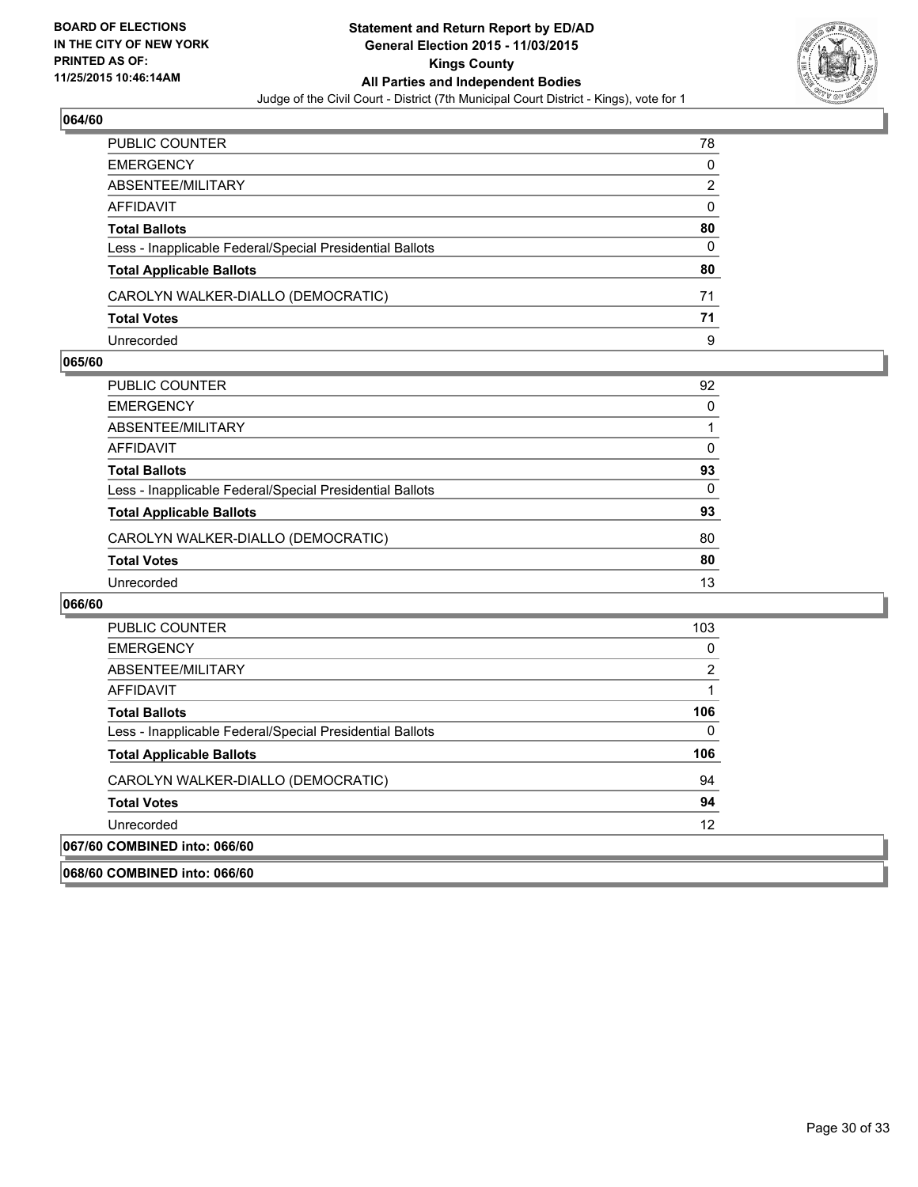**BOARD OF ELECTIONS IN THE CITY OF NEW YORK PRINTED AS OF: 11/25/2015 10:46:14AM**

**Statement and Return Report by ED/AD**
**General Election 2015 - 11/03/2015**
**Kings County**
**All Parties and Independent Bodies**
Judge of the Civil Court - District (7th Municipal Court District - Kings), vote for 1

**064/60**

| | |
|---|---|
| PUBLIC COUNTER | 78 |
| EMERGENCY | 0 |
| ABSENTEE/MILITARY | 2 |
| AFFIDAVIT | 0 |
| **Total Ballots** | **80** |
| Less - Inapplicable Federal/Special Presidential Ballots | 0 |
| **Total Applicable Ballots** | **80** |
| CAROLYN WALKER-DIALLO (DEMOCRATIC) | 71 |
| **Total Votes** | **71** |
| Unrecorded | 9 |

**065/60**

| | |
|---|---|
| PUBLIC COUNTER | 92 |
| EMERGENCY | 0 |
| ABSENTEE/MILITARY | 1 |
| AFFIDAVIT | 0 |
| **Total Ballots** | **93** |
| Less - Inapplicable Federal/Special Presidential Ballots | 0 |
| **Total Applicable Ballots** | **93** |
| CAROLYN WALKER-DIALLO (DEMOCRATIC) | 80 |
| **Total Votes** | **80** |
| Unrecorded | 13 |

**066/60**

| | |
|---|---|
| PUBLIC COUNTER | 103 |
| EMERGENCY | 0 |
| ABSENTEE/MILITARY | 2 |
| AFFIDAVIT | 1 |
| **Total Ballots** | **106** |
| Less - Inapplicable Federal/Special Presidential Ballots | 0 |
| **Total Applicable Ballots** | **106** |
| CAROLYN WALKER-DIALLO (DEMOCRATIC) | 94 |
| **Total Votes** | **94** |
| Unrecorded | 12 |

**067/60 COMBINED into: 066/60**

**068/60 COMBINED into: 066/60**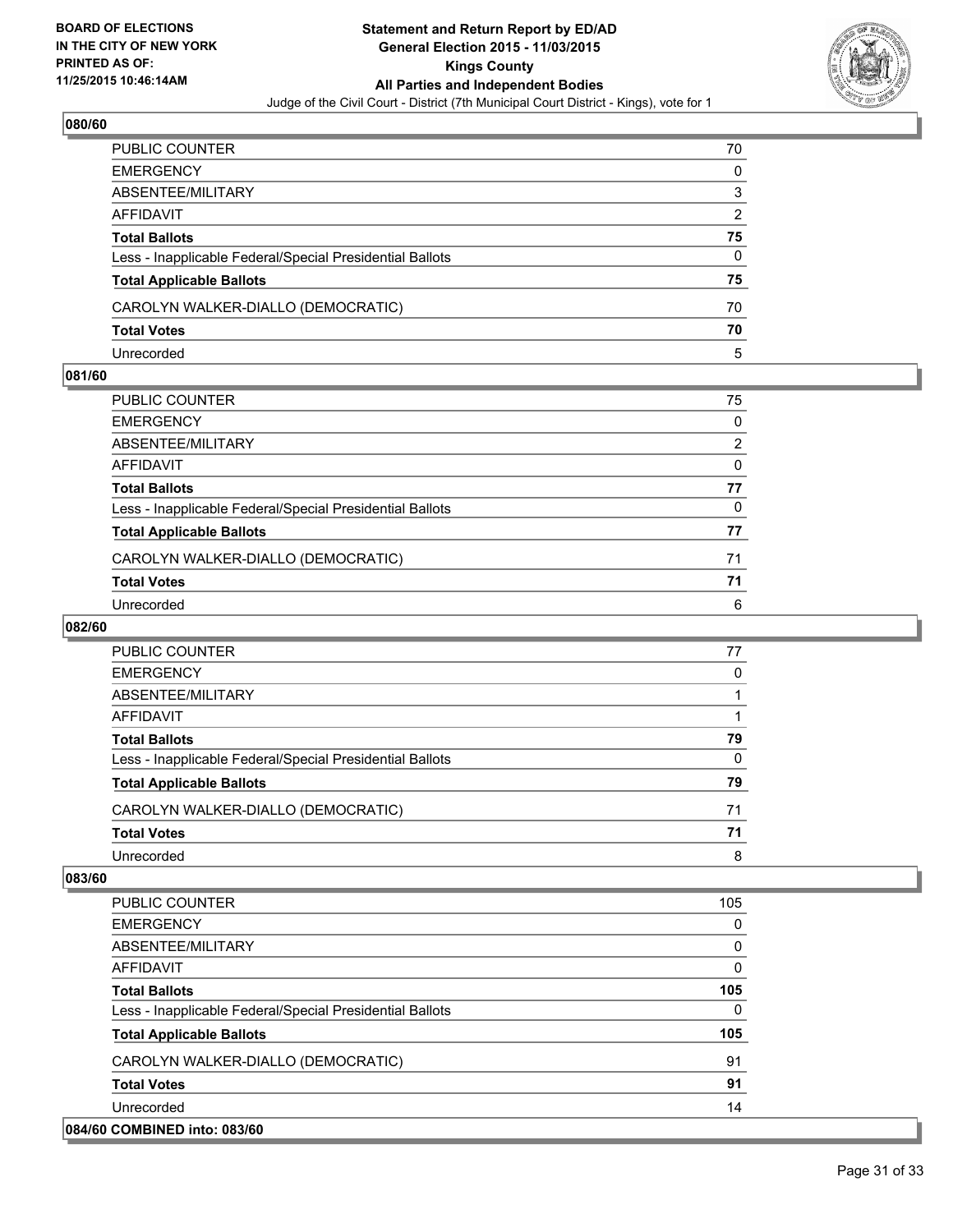**BOARD OF ELECTIONS IN THE CITY OF NEW YORK PRINTED AS OF: 11/25/2015 10:46:14AM**

**Statement and Return Report by ED/AD**
**General Election 2015 - 11/03/2015**
**Kings County**
**All Parties and Independent Bodies**
Judge of the Civil Court - District (7th Municipal Court District - Kings), vote for 1

**080/60**

| | |
|---|---|
| PUBLIC COUNTER | 70 |
| EMERGENCY | 0 |
| ABSENTEE/MILITARY | 3 |
| AFFIDAVIT | 2 |
| **Total Ballots** | **75** |
| Less - Inapplicable Federal/Special Presidential Ballots | 0 |
| **Total Applicable Ballots** | **75** |
| CAROLYN WALKER-DIALLO (DEMOCRATIC) | 70 |
| **Total Votes** | **70** |
| Unrecorded | 5 |

**081/60**

| | |
|---|---|
| PUBLIC COUNTER | 75 |
| EMERGENCY | 0 |
| ABSENTEE/MILITARY | 2 |
| AFFIDAVIT | 0 |
| **Total Ballots** | **77** |
| Less - Inapplicable Federal/Special Presidential Ballots | 0 |
| **Total Applicable Ballots** | **77** |
| CAROLYN WALKER-DIALLO (DEMOCRATIC) | 71 |
| **Total Votes** | **71** |
| Unrecorded | 6 |

**082/60**

| | |
|---|---|
| PUBLIC COUNTER | 77 |
| EMERGENCY | 0 |
| ABSENTEE/MILITARY | 1 |
| AFFIDAVIT | 1 |
| **Total Ballots** | **79** |
| Less - Inapplicable Federal/Special Presidential Ballots | 0 |
| **Total Applicable Ballots** | **79** |
| CAROLYN WALKER-DIALLO (DEMOCRATIC) | 71 |
| **Total Votes** | **71** |
| Unrecorded | 8 |

**083/60**

| | |
|---|---|
| PUBLIC COUNTER | 105 |
| EMERGENCY | 0 |
| ABSENTEE/MILITARY | 0 |
| AFFIDAVIT | 0 |
| **Total Ballots** | **105** |
| Less - Inapplicable Federal/Special Presidential Ballots | 0 |
| **Total Applicable Ballots** | **105** |
| CAROLYN WALKER-DIALLO (DEMOCRATIC) | 91 |
| **Total Votes** | **91** |
| Unrecorded | 14 |

**084/60 COMBINED into: 083/60**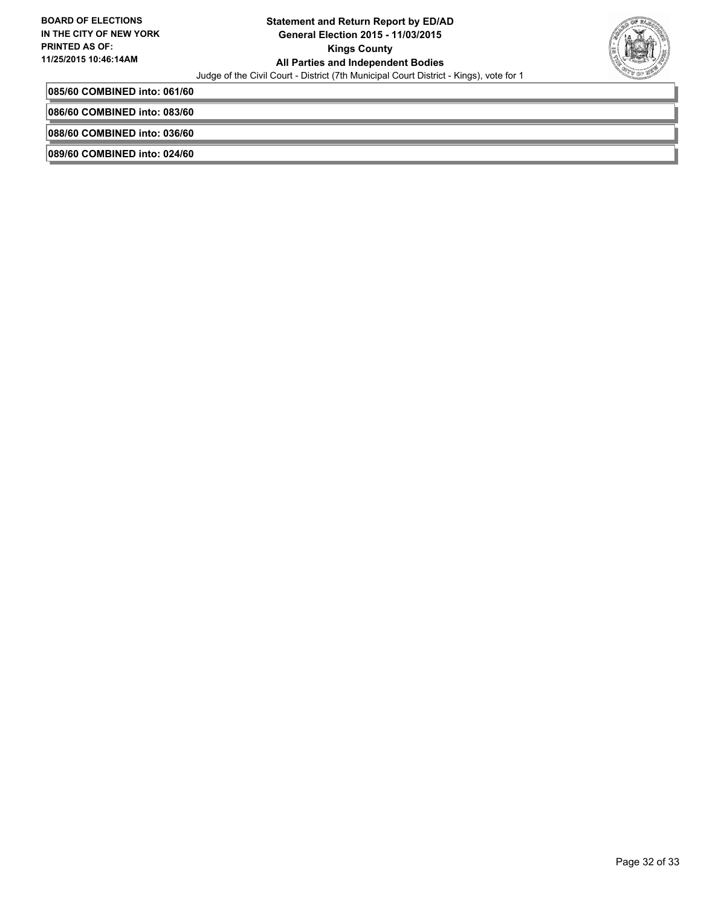**085/60 COMBINED into: 061/60**

**086/60 COMBINED into: 083/60**

**088/60 COMBINED into: 036/60**

**089/60 COMBINED into: 024/60**